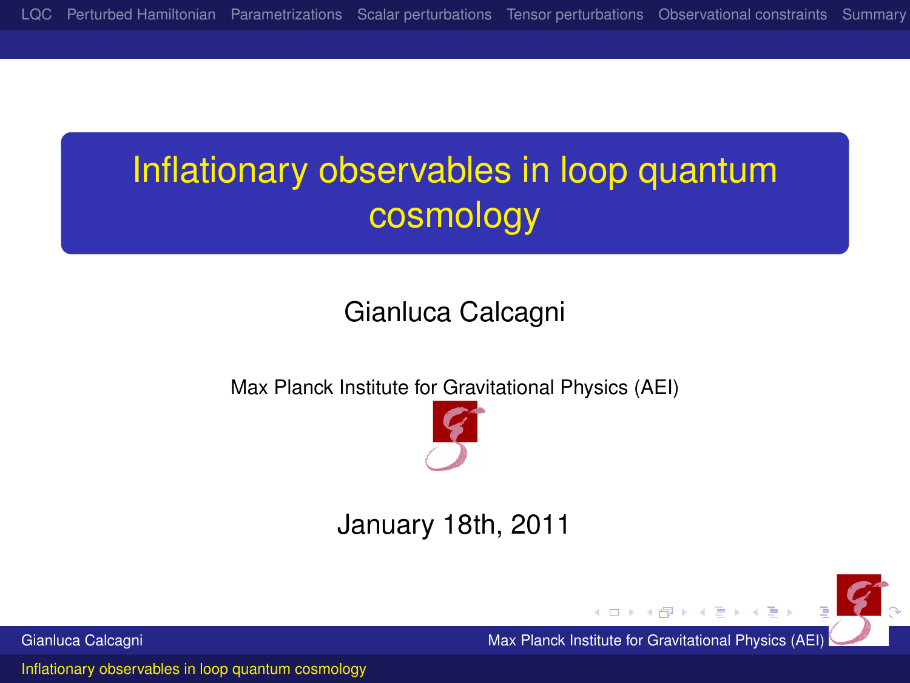# Inflationary observables in loop quantum cosmology

Gianluca Calcagni

Max Planck Institute for Gravitational Physics (AEI)

January 18th, 2011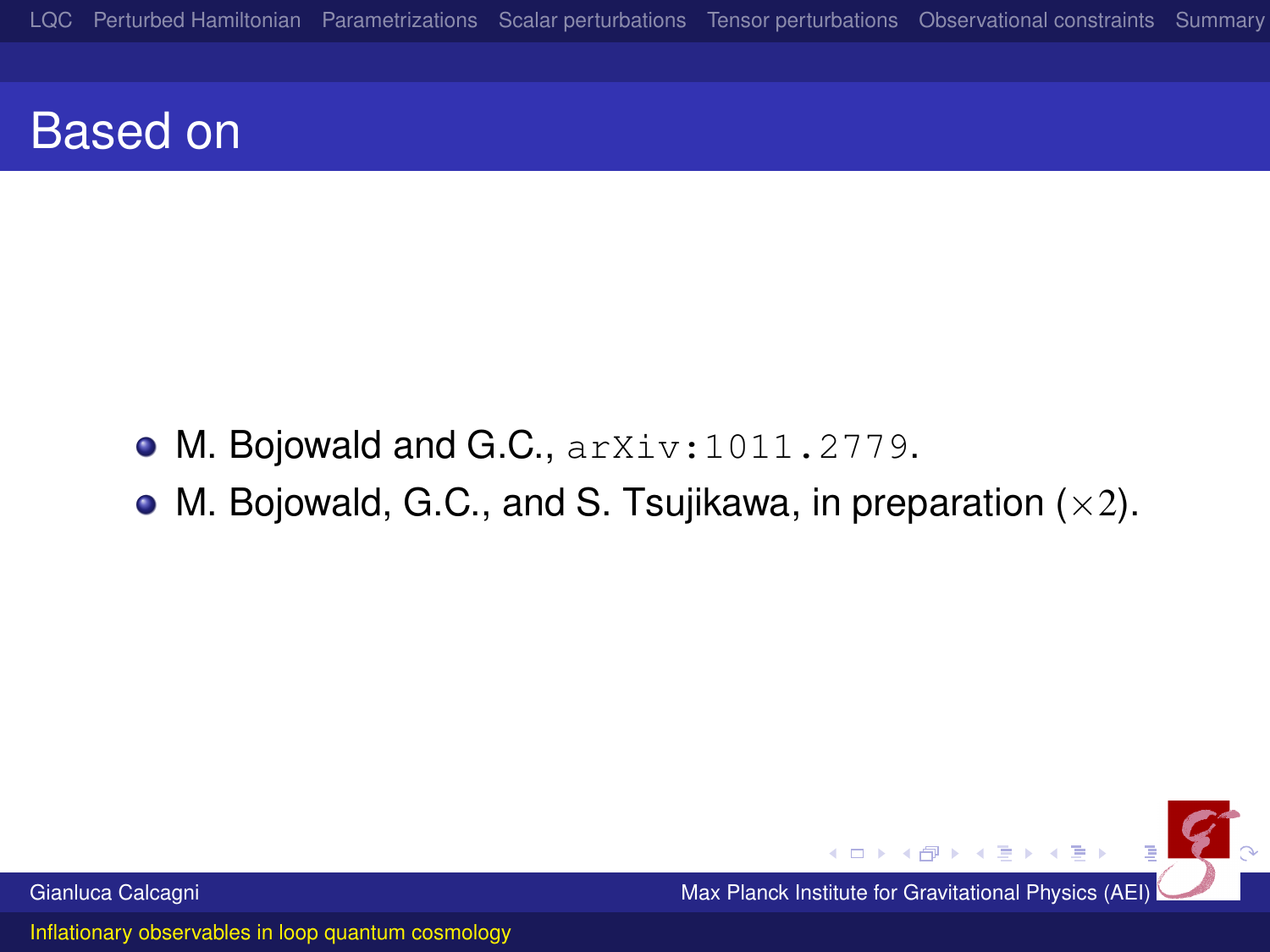# Based on

- M. Bojowald and G.C., `arXiv:1011.2779`.
- M. Bojowald, G.C., and S. Tsujikawa, in preparation ($\times 2$).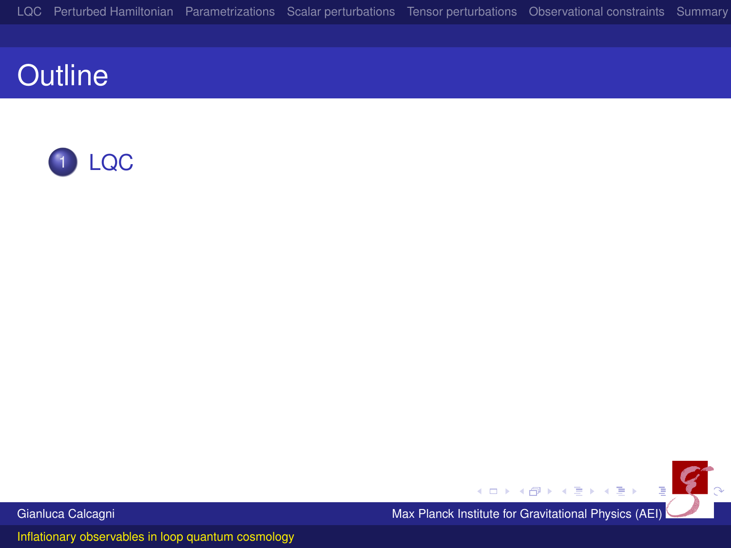# Outline

1. LQC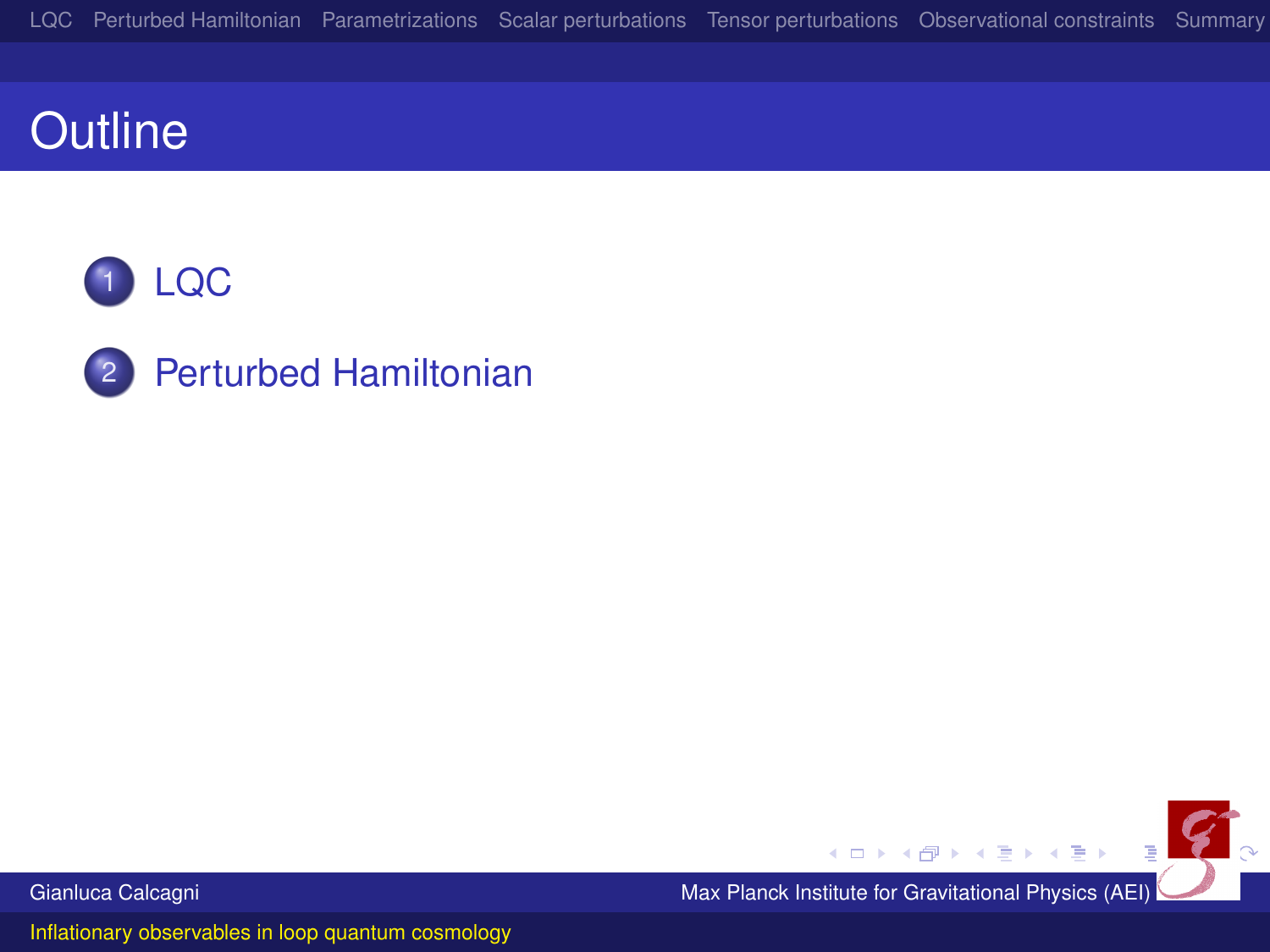# Outline

1. LQC
2. Perturbed Hamiltonian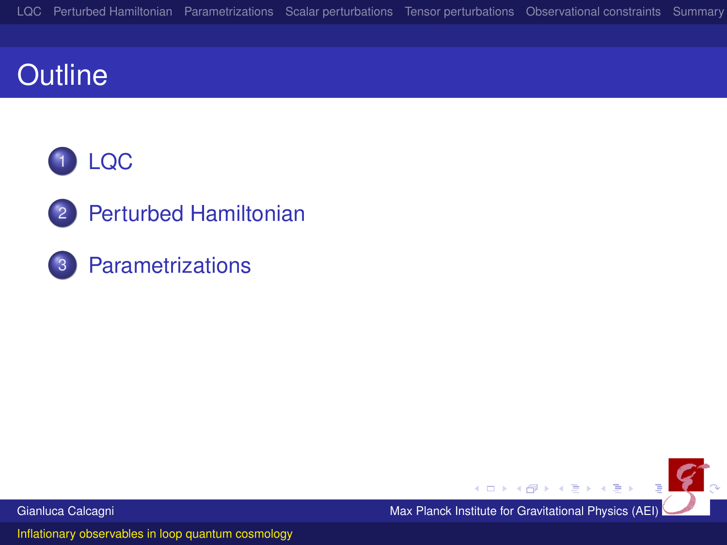# Outline

1. LQC
2. Perturbed Hamiltonian
3. Parametrizations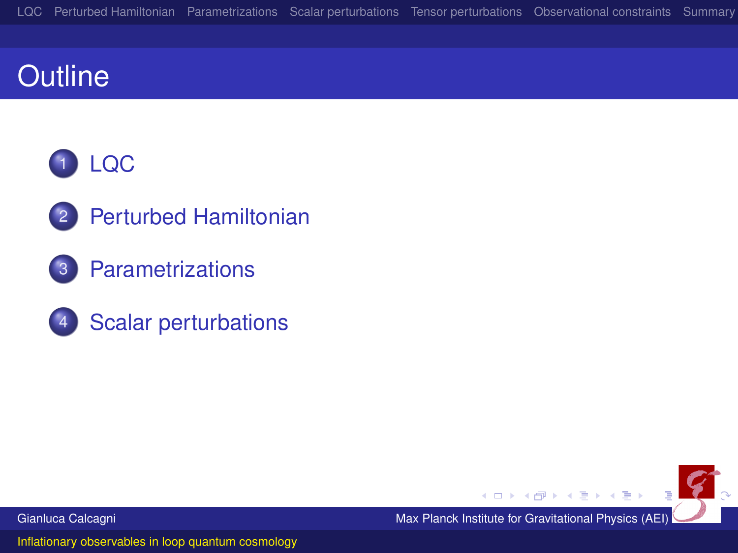# Outline

1. LQC
2. Perturbed Hamiltonian
3. Parametrizations
4. Scalar perturbations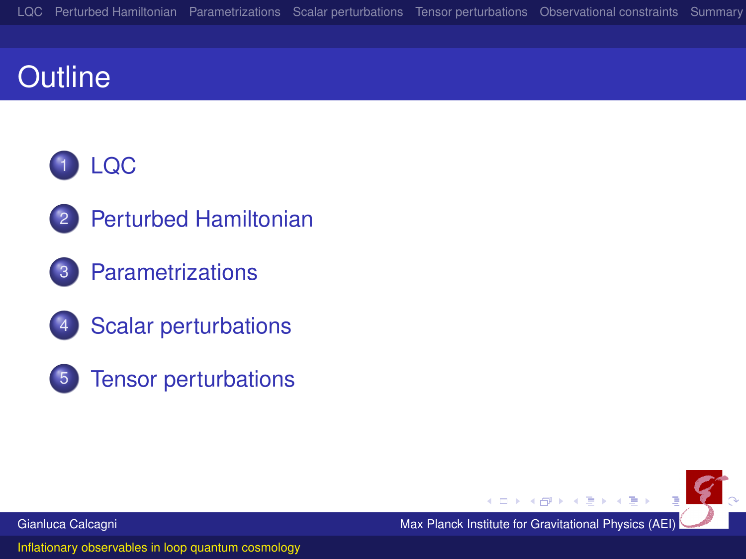# Outline

1. LQC
2. Perturbed Hamiltonian
3. Parametrizations
4. Scalar perturbations
5. Tensor perturbations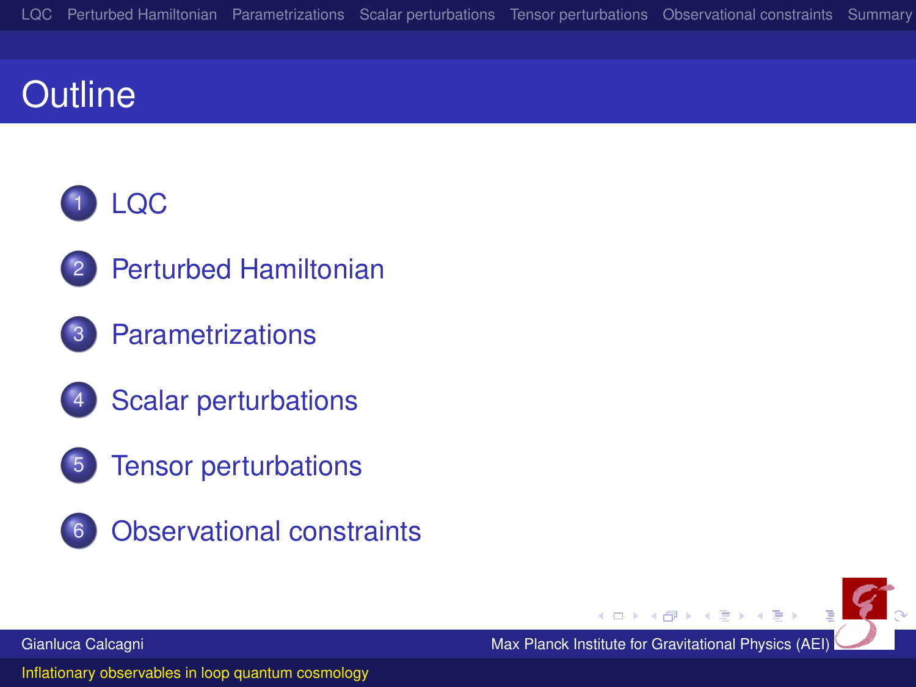# Outline

1. LQC
2. Perturbed Hamiltonian
3. Parametrizations
4. Scalar perturbations
5. Tensor perturbations
6. Observational constraints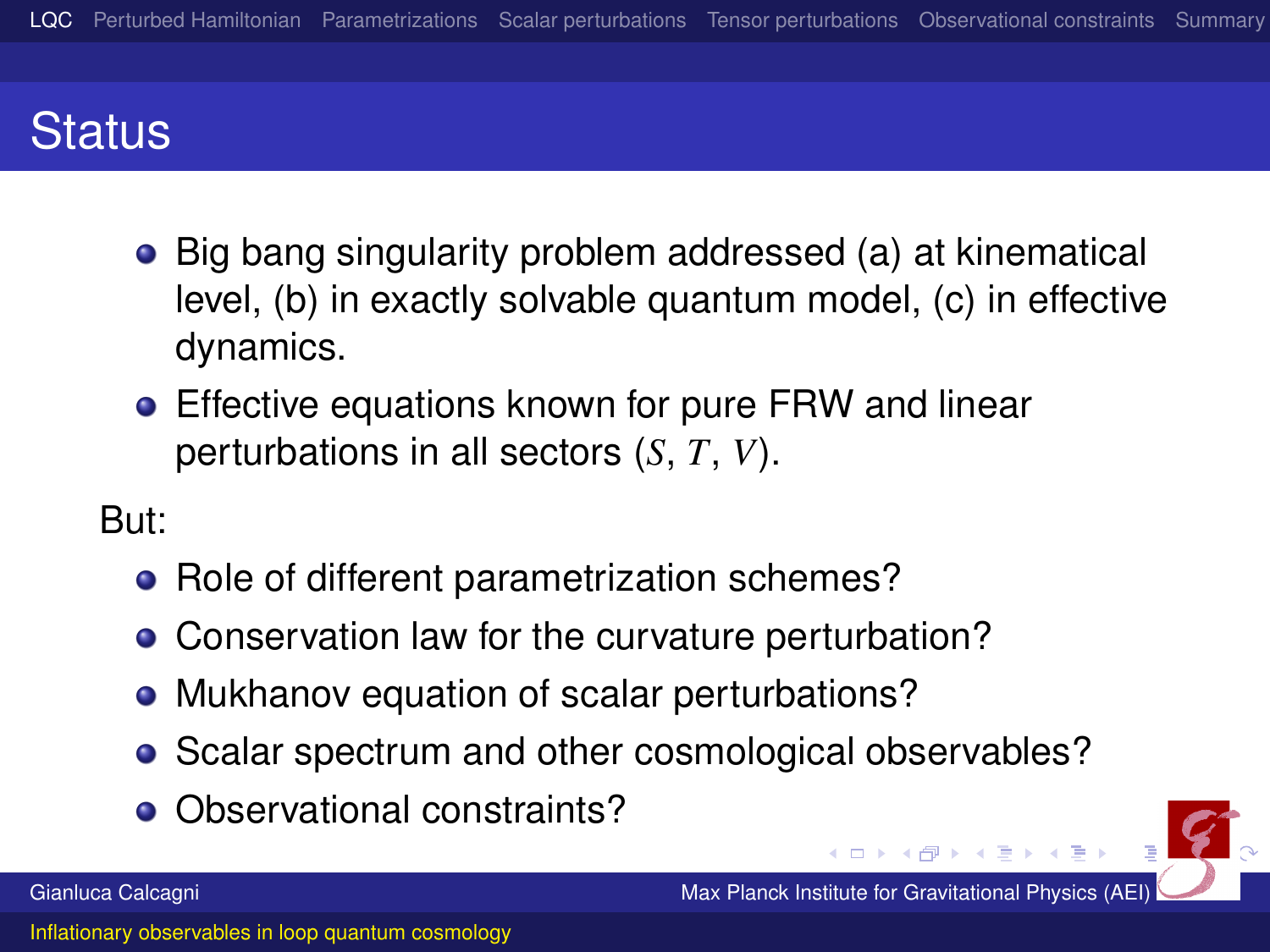# Status

- Big bang singularity problem addressed (a) at kinematical level, (b) in exactly solvable quantum model, (c) in effective dynamics.
- Effective equations known for pure FRW and linear perturbations in all sectors ($S$, $T$, $V$).

But:

- Role of different parametrization schemes?
- Conservation law for the curvature perturbation?
- Mukhanov equation of scalar perturbations?
- Scalar spectrum and other cosmological observables?
- Observational constraints?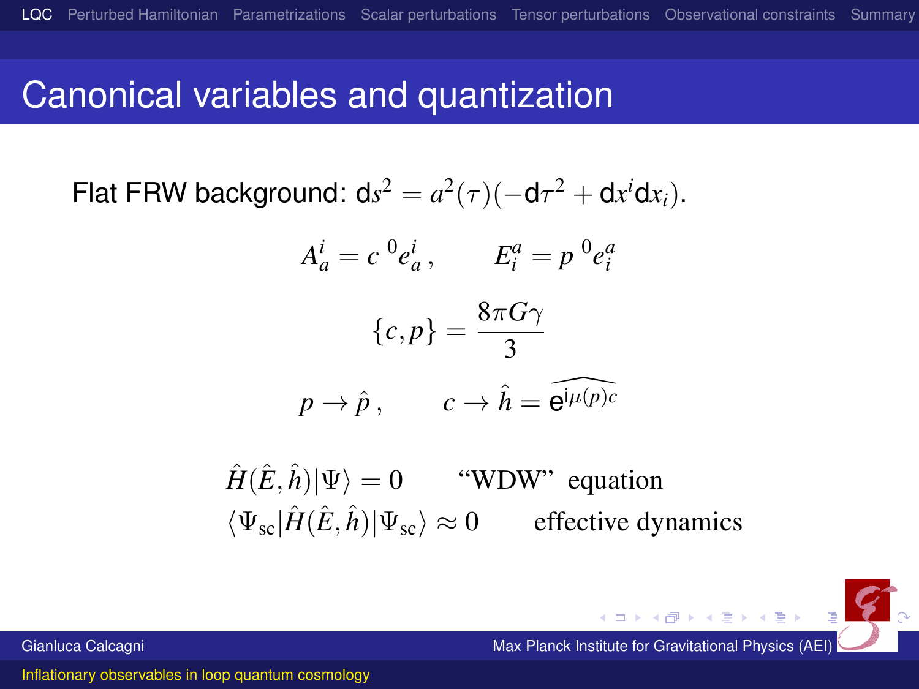# Canonical variables and quantization

Flat FRW background: $\mathrm{d}s^2 = a^2(\tau)(-\mathrm{d}\tau^2 + \mathrm{d}x^i \mathrm{d}x_i)$.

$$A_a^i = c\,{}^0e_a^i\,, \qquad E_i^a = p\,{}^0e_i^a$$

$$\{c, p\} = \frac{8\pi G\gamma}{3}$$

$$p \to \hat{p}\,, \qquad c \to \hat{h} = \widehat{\mathrm{e}^{\mathrm{i}\mu(p)c}}$$

$$\hat{H}(\hat{E},\hat{h})|\Psi\rangle = 0 \qquad \text{“WDW” equation}$$

$$\langle\Psi_{\rm sc}|\hat{H}(\hat{E},\hat{h})|\Psi_{\rm sc}\rangle \approx 0 \qquad \text{effective dynamics}$$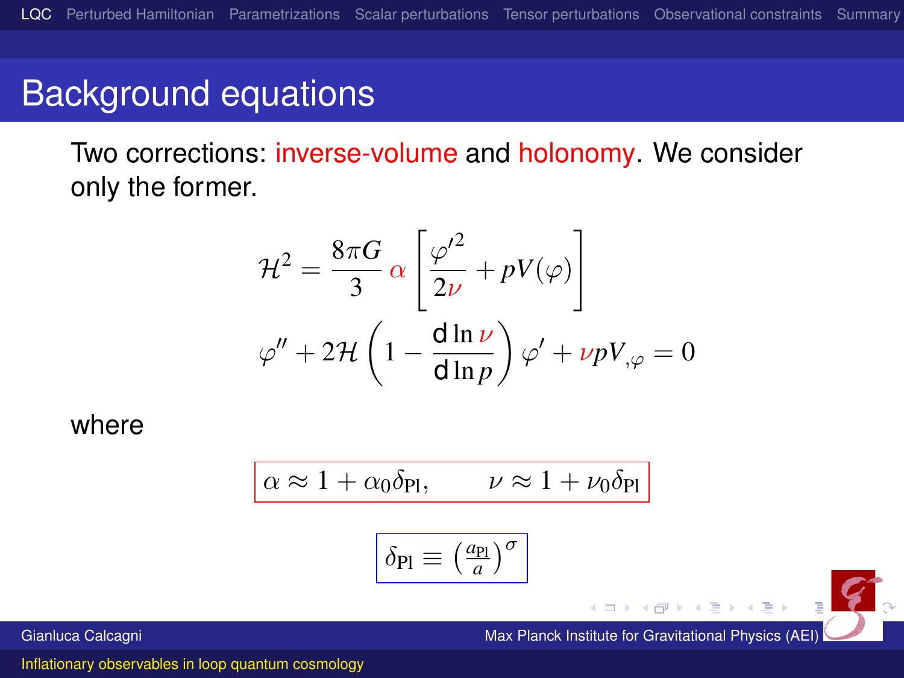# Background equations

Two corrections: inverse-volume and holonomy. We consider only the former.

$$\mathcal{H}^2 = \frac{8\pi G}{3}\alpha\left[\frac{\varphi'^2}{2\nu} + pV(\varphi)\right]$$

$$\varphi'' + 2\mathcal{H}\left(1 - \frac{d\ln\nu}{d\ln p}\right)\varphi' + \nu p V_{,\varphi} = 0$$

where

$$\alpha \approx 1 + \alpha_0\delta_{\rm Pl}, \qquad \nu \approx 1 + \nu_0\delta_{\rm Pl}$$

$$\delta_{\rm Pl} \equiv \left(\frac{a_{\rm Pl}}{a}\right)^\sigma$$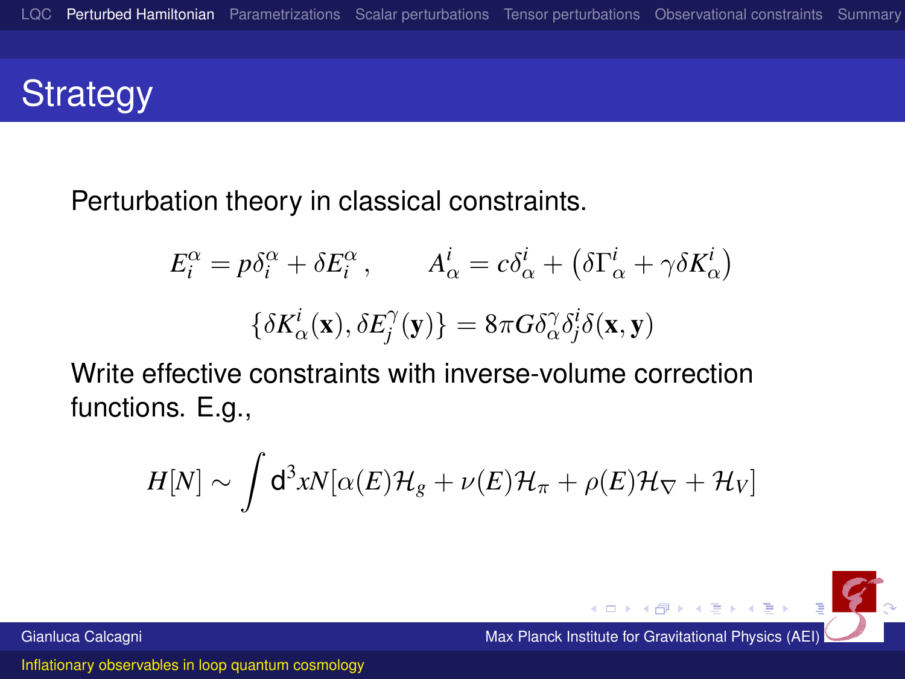# Strategy

Perturbation theory in classical constraints.

$$E_i^\alpha = p\delta_i^\alpha + \delta E_i^\alpha \,, \qquad A_\alpha^i = c\delta_\alpha^i + \left(\delta\Gamma_\alpha^i + \gamma\delta K_\alpha^i\right)$$

$$\{\delta K_\alpha^i(\mathbf{x}), \delta E_j^\gamma(\mathbf{y})\} = 8\pi G \delta_\alpha^\gamma \delta_j^i \delta(\mathbf{x}, \mathbf{y})$$

Write effective constraints with inverse-volume correction functions. E.g.,

$$H[N] \sim \int \mathrm{d}^3 x N[\alpha(E)\mathcal{H}_g + \nu(E)\mathcal{H}_\pi + \rho(E)\mathcal{H}_\nabla + \mathcal{H}_V]$$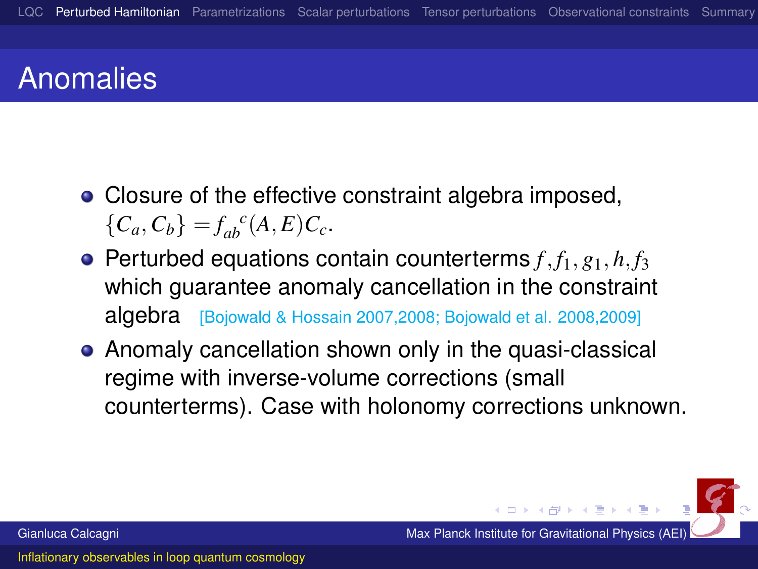# Anomalies

- Closure of the effective constraint algebra imposed, $\{C_a, C_b\} = f_{ab}{}^c(A, E)C_c$.
- Perturbed equations contain counterterms $f, f_1, g_1, h, f_3$ which guarantee anomaly cancellation in the constraint algebra [Bojowald & Hossain 2007,2008; Bojowald et al. 2008,2009]
- Anomaly cancellation shown only in the quasi-classical regime with inverse-volume corrections (small counterterms). Case with holonomy corrections unknown.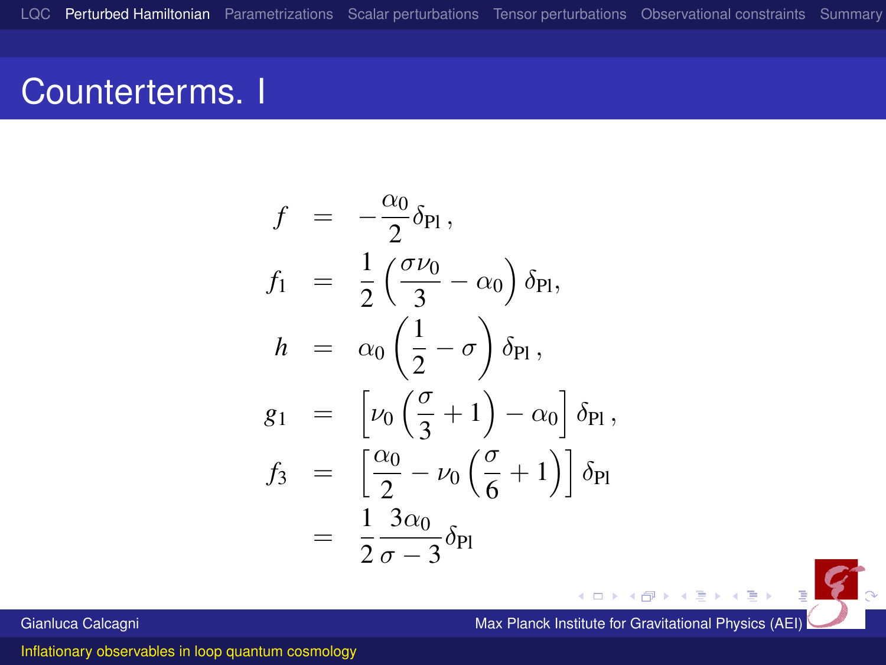# Counterterms. I

$$
\begin{aligned}
f &= -\frac{\alpha_0}{2}\delta_{\rm Pl}\,, \\
f_1 &= \frac{1}{2}\left(\frac{\sigma\nu_0}{3}-\alpha_0\right)\delta_{\rm Pl}, \\
h &= \alpha_0\left(\frac{1}{2}-\sigma\right)\delta_{\rm Pl}\,, \\
g_1 &= \left[\nu_0\left(\frac{\sigma}{3}+1\right)-\alpha_0\right]\delta_{\rm Pl}\,, \\
f_3 &= \left[\frac{\alpha_0}{2}-\nu_0\left(\frac{\sigma}{6}+1\right)\right]\delta_{\rm Pl} \\
&= \frac{1}{2}\frac{3\alpha_0}{\sigma-3}\delta_{\rm Pl}
\end{aligned}
$$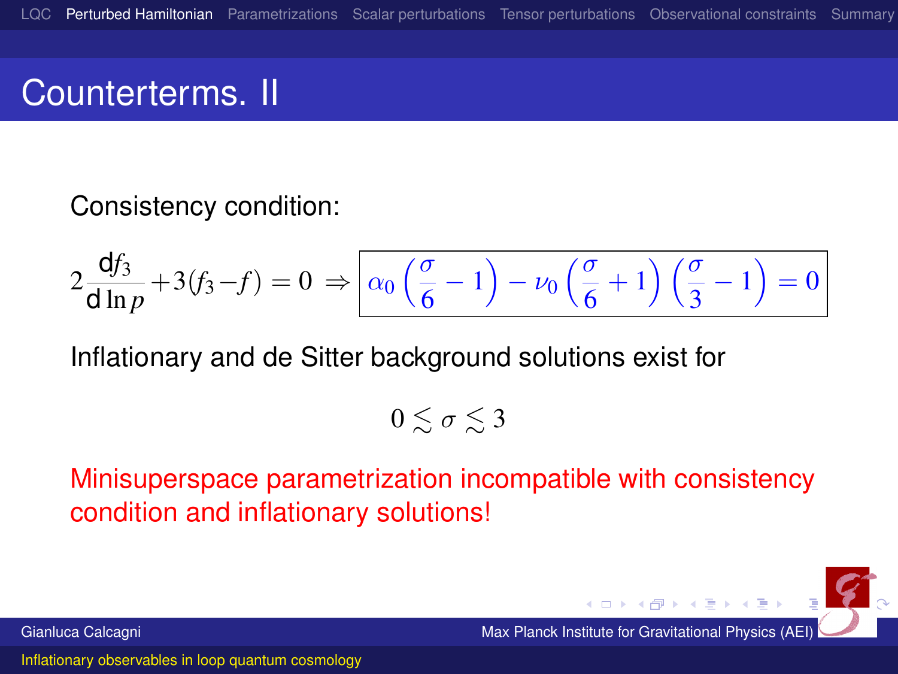# Counterterms. II

Consistency condition:

$$2\frac{\mathrm{d}f_3}{\mathrm{d}\ln p}+3(f_3-f)=0 \Rightarrow \boxed{\alpha_0\left(\frac{\sigma}{6}-1\right)-\nu_0\left(\frac{\sigma}{6}+1\right)\left(\frac{\sigma}{3}-1\right)=0}$$

Inflationary and de Sitter background solutions exist for

$$0 \lesssim \sigma \lesssim 3$$

Minisuperspace parametrization incompatible with consistency condition and inflationary solutions!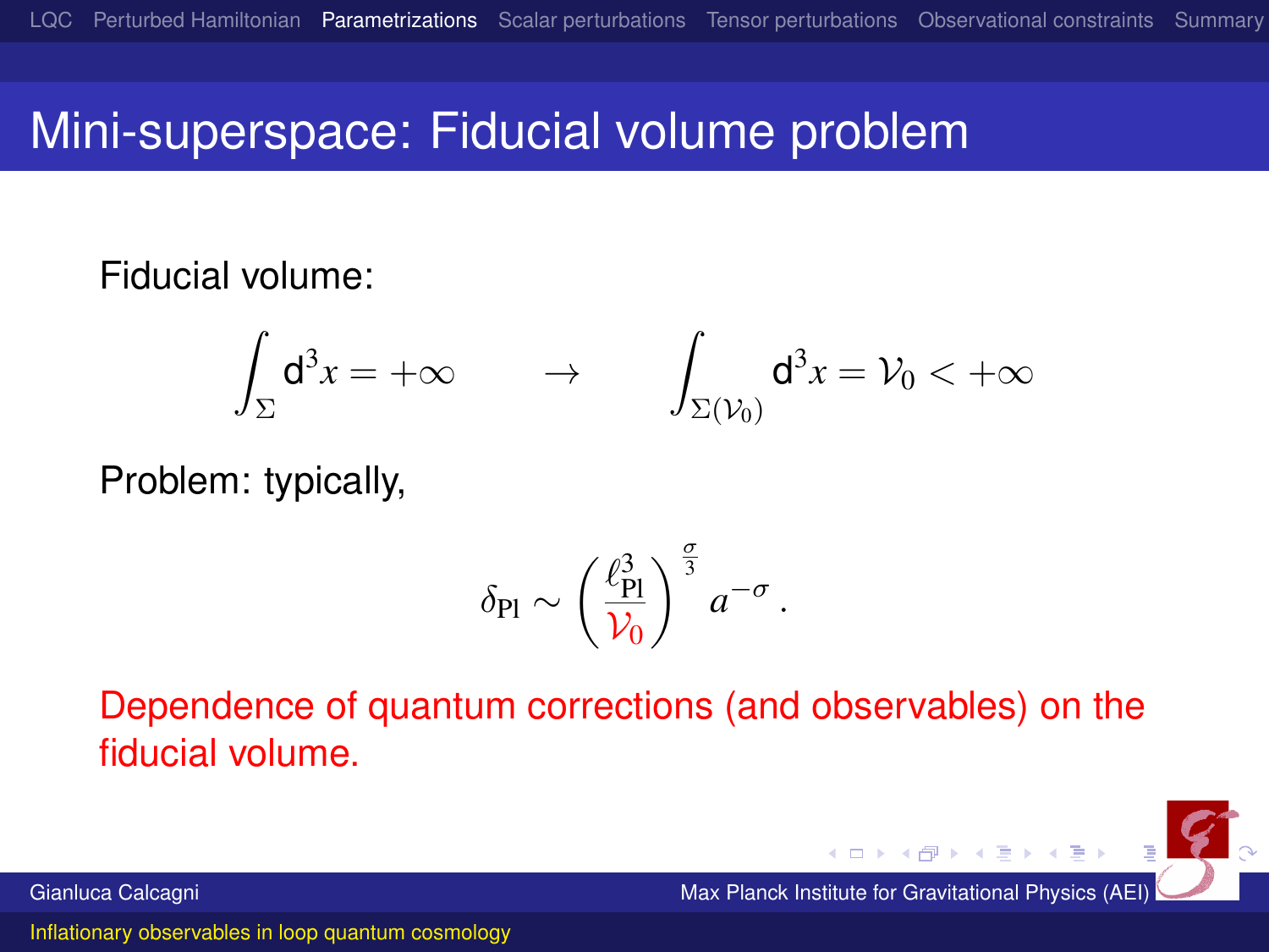# Mini-superspace: Fiducial volume problem

Fiducial volume:

$$\int_\Sigma \mathrm{d}^3x = +\infty \qquad \to \qquad \int_{\Sigma(\mathcal{V}_0)} \mathrm{d}^3x = \mathcal{V}_0 < +\infty$$

Problem: typically,

$$\delta_{\mathrm{Pl}} \sim \left(\frac{\ell_{\mathrm{Pl}}^3}{\mathcal{V}_0}\right)^{\frac{\sigma}{3}} a^{-\sigma}\,.$$

Dependence of quantum corrections (and observables) on the fiducial volume.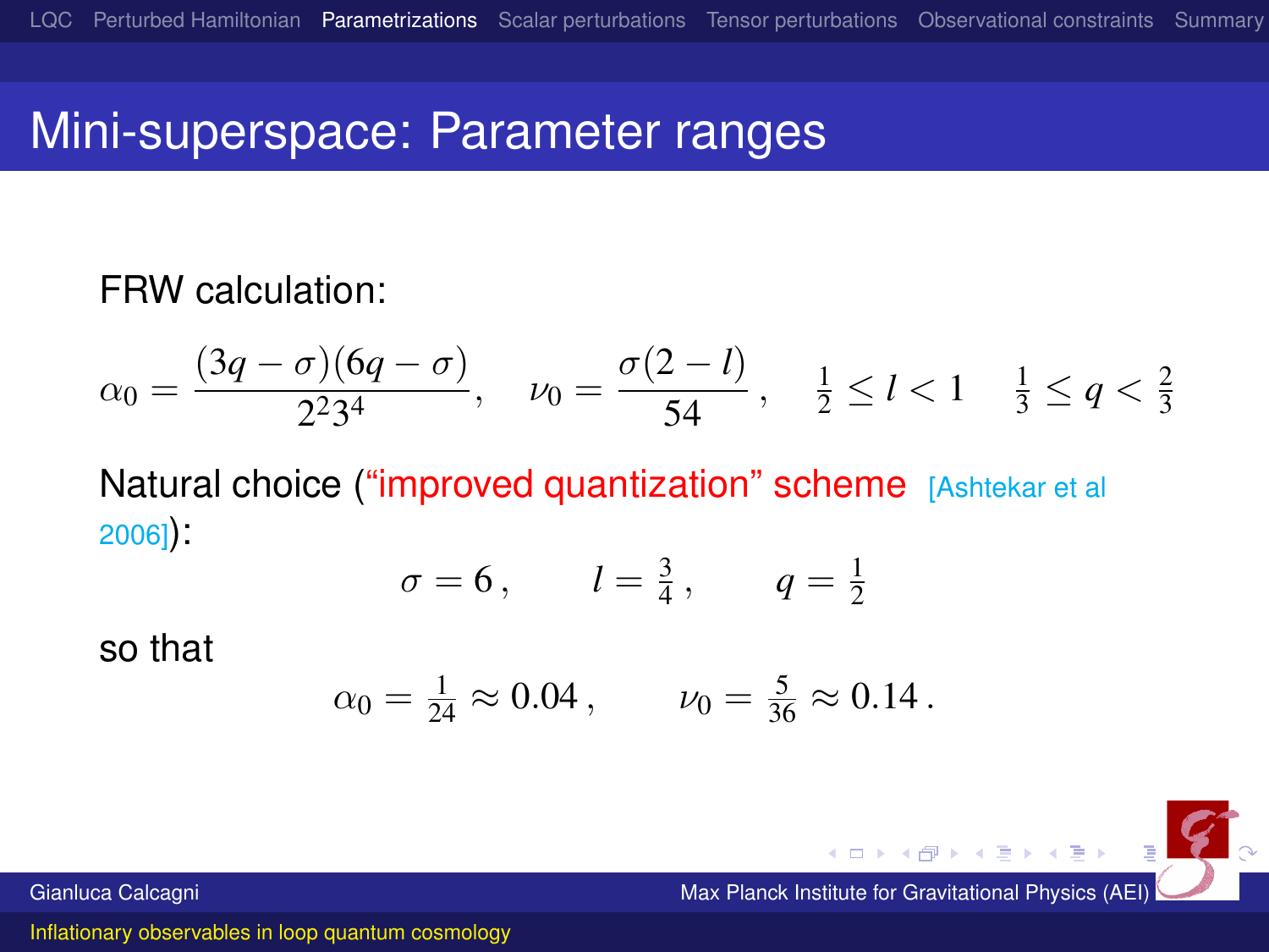# Mini-superspace: Parameter ranges

FRW calculation:

$$\alpha_0 = \frac{(3q-\sigma)(6q-\sigma)}{2^2 3^4}, \quad \nu_0 = \frac{\sigma(2-l)}{54}, \quad \tfrac{1}{2} \leq l < 1 \quad \tfrac{1}{3} \leq q < \tfrac{2}{3}$$

Natural choice ("improved quantization" scheme [Ashtekar et al 2006]):

$$\sigma = 6\,, \qquad l = \tfrac{3}{4}\,, \qquad q = \tfrac{1}{2}$$

so that

$$\alpha_0 = \tfrac{1}{24} \approx 0.04\,, \qquad \nu_0 = \tfrac{5}{36} \approx 0.14\,.$$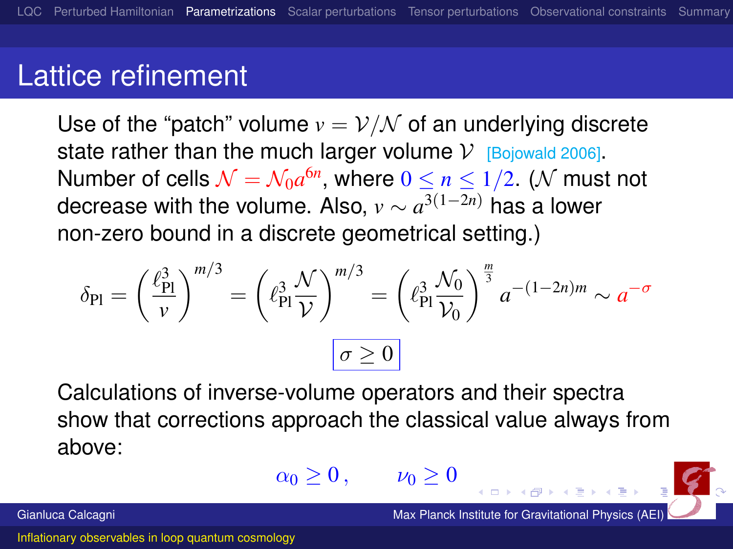# Lattice refinement

Use of the "patch" volume $v = \mathcal{V}/\mathcal{N}$ of an underlying discrete state rather than the much larger volume $\mathcal{V}$ [Bojowald 2006]. Number of cells $\mathcal{N} = \mathcal{N}_0 a^{6n}$, where $0 \leq n \leq 1/2$. ($\mathcal{N}$ must not decrease with the volume. Also, $v \sim a^{3(1-2n)}$ has a lower non-zero bound in a discrete geometrical setting.)

$$\delta_{\rm Pl} = \left(\frac{\ell_{\rm Pl}^3}{v}\right)^{m/3} = \left(\ell_{\rm Pl}^3 \frac{\mathcal{N}}{\mathcal{V}}\right)^{m/3} = \left(\ell_{\rm Pl}^3 \frac{\mathcal{N}_0}{\mathcal{V}_0}\right)^{\frac{m}{3}} a^{-(1-2n)m} \sim a^{-\sigma}$$

$$\boxed{\sigma \geq 0}$$

Calculations of inverse-volume operators and their spectra show that corrections approach the classical value always from above:

$$\alpha_0 \geq 0\,, \qquad \nu_0 \geq 0$$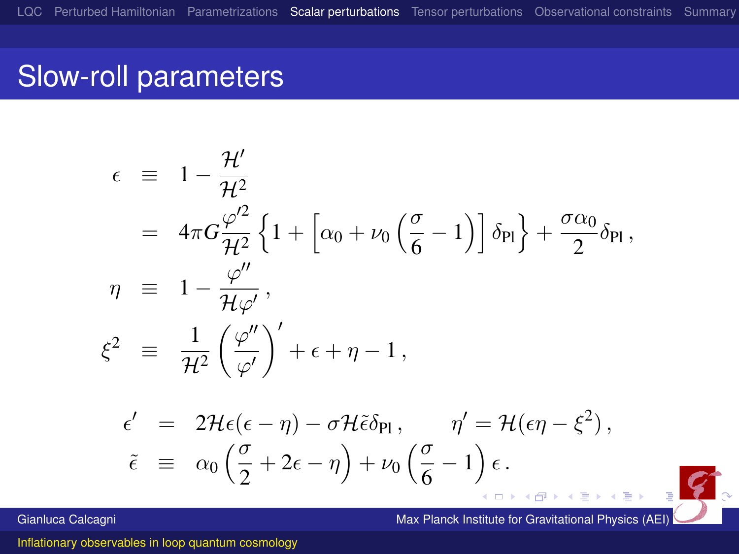# Slow-roll parameters

$$
\begin{aligned}
\epsilon &\equiv 1 - \frac{\mathcal{H}'}{\mathcal{H}^2} \\
&= 4\pi G \frac{\varphi'^2}{\mathcal{H}^2} \left\{ 1 + \left[ \alpha_0 + \nu_0 \left( \frac{\sigma}{6} - 1 \right) \right] \delta_{\rm Pl} \right\} + \frac{\sigma \alpha_0}{2} \delta_{\rm Pl} \,, \\
\eta &\equiv 1 - \frac{\varphi''}{\mathcal{H}\varphi'} \,, \\
\xi^2 &\equiv \frac{1}{\mathcal{H}^2} \left( \frac{\varphi''}{\varphi'} \right)' + \epsilon + \eta - 1 \,,
\end{aligned}
$$

$$
\begin{aligned}
\epsilon' &= 2\mathcal{H}\epsilon(\epsilon - \eta) - \sigma \mathcal{H} \tilde{\epsilon} \delta_{\rm Pl} \,, \qquad \eta' = \mathcal{H}(\epsilon\eta - \xi^2) \,, \\
\tilde{\epsilon} &\equiv \alpha_0 \left( \frac{\sigma}{2} + 2\epsilon - \eta \right) + \nu_0 \left( \frac{\sigma}{6} - 1 \right) \epsilon \,.
\end{aligned}
$$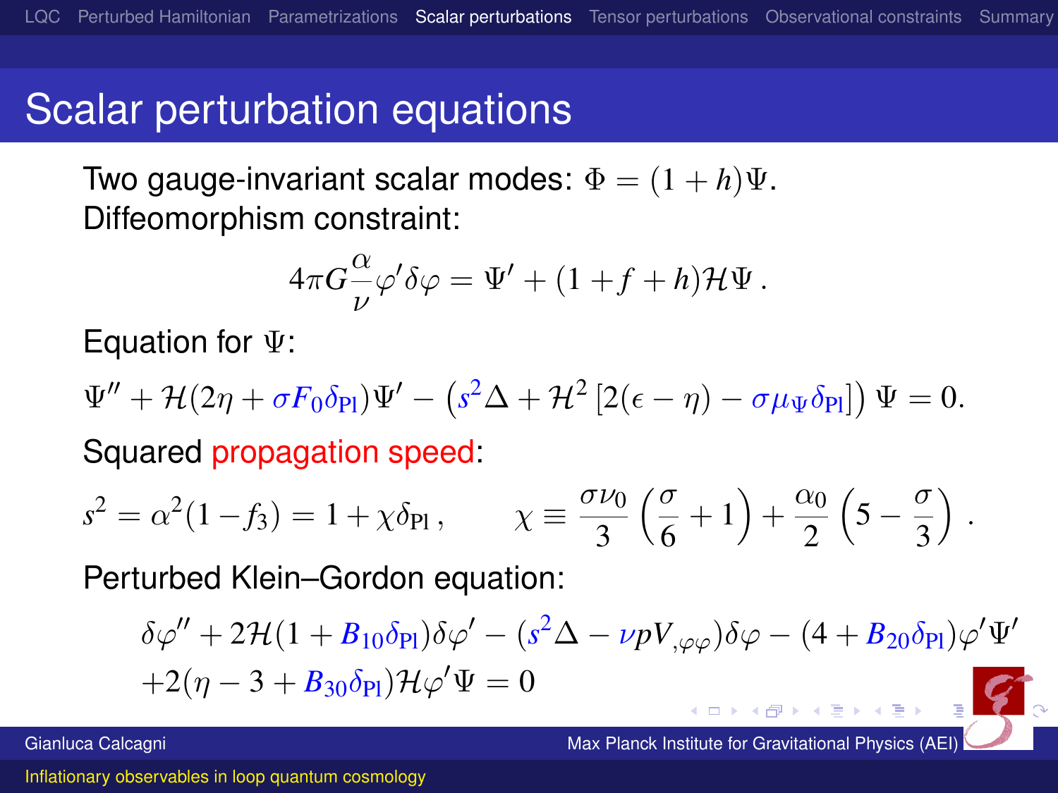# Scalar perturbation equations

Two gauge-invariant scalar modes: $\Phi = (1+h)\Psi$.
Diffeomorphism constraint:

$$4\pi G\frac{\alpha}{\nu}\varphi'\delta\varphi = \Psi' + (1+f+h)\mathcal{H}\Psi\,.$$

Equation for $\Psi$:

$$\Psi'' + \mathcal{H}(2\eta + \sigma F_0\delta_{\rm Pl})\Psi' - \left(s^2\Delta + \mathcal{H}^2\left[2(\epsilon-\eta) - \sigma\mu_\Psi\delta_{\rm Pl}\right]\right)\Psi = 0.$$

Squared propagation speed:

$$s^2 = \alpha^2(1-f_3) = 1 + \chi\delta_{\rm Pl}\,,\qquad \chi \equiv \frac{\sigma\nu_0}{3}\left(\frac{\sigma}{6}+1\right) + \frac{\alpha_0}{2}\left(5-\frac{\sigma}{3}\right)\,.$$

Perturbed Klein–Gordon equation:

$$\delta\varphi'' + 2\mathcal{H}(1+B_{10}\delta_{\rm Pl})\delta\varphi' - (s^2\Delta - \nu p V_{,\varphi\varphi})\delta\varphi - (4+B_{20}\delta_{\rm Pl})\varphi'\Psi'$$
$$+2(\eta - 3 + B_{30}\delta_{\rm Pl})\mathcal{H}\varphi'\Psi = 0$$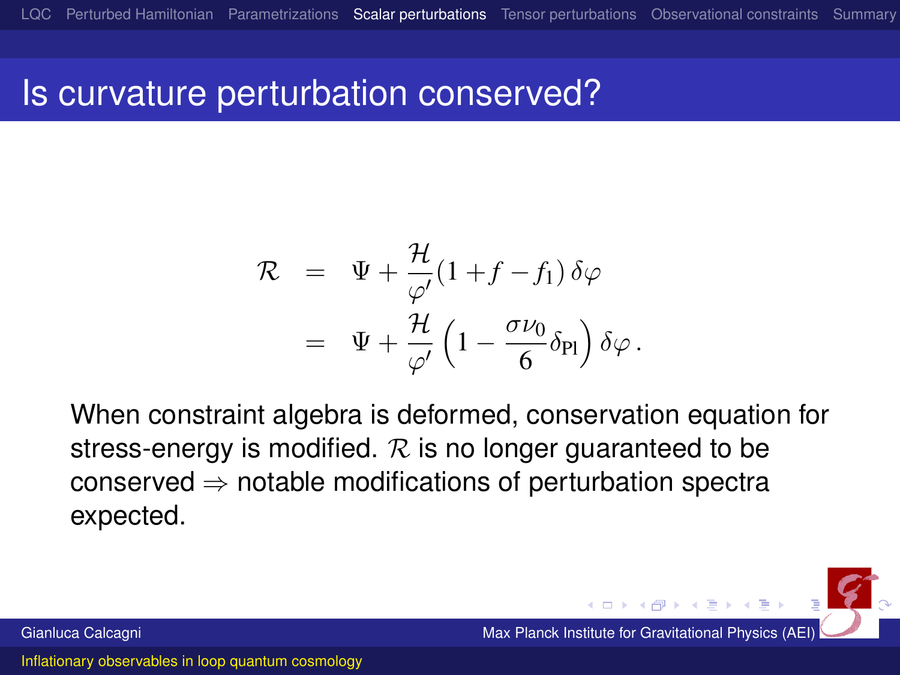# Is curvature perturbation conserved?

$$
\begin{aligned}
\mathcal{R} &= \Psi + \frac{\mathcal{H}}{\varphi'}(1 + f - f_1)\,\delta\varphi \\
&= \Psi + \frac{\mathcal{H}}{\varphi'}\left(1 - \frac{\sigma\nu_0}{6}\delta_{\rm Pl}\right)\delta\varphi\,.
\end{aligned}
$$

When constraint algebra is deformed, conservation equation for stress-energy is modified. $\mathcal{R}$ is no longer guaranteed to be conserved $\Rightarrow$ notable modifications of perturbation spectra expected.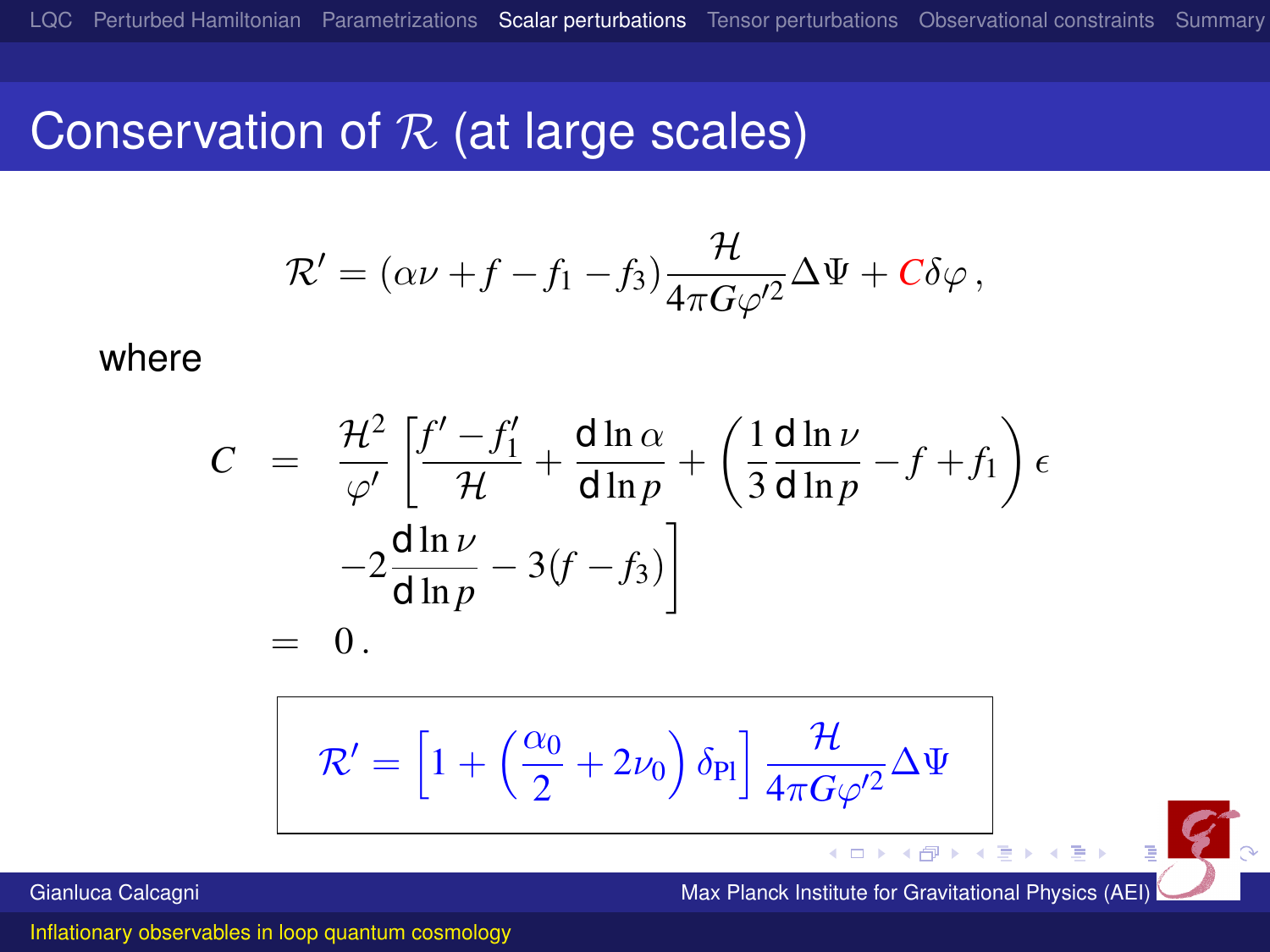# Conservation of $\mathcal{R}$ (at large scales)

$$\mathcal{R}' = (\alpha\nu + f - f_1 - f_3)\frac{\mathcal{H}}{4\pi G\varphi'^2}\Delta\Psi + C\delta\varphi\,,$$

where

$$\begin{aligned}
C &= \frac{\mathcal{H}^2}{\varphi'}\left[\frac{f' - f_1'}{\mathcal{H}} + \frac{\mathrm{d}\ln\alpha}{\mathrm{d}\ln p} + \left(\frac{1}{3}\frac{\mathrm{d}\ln\nu}{\mathrm{d}\ln p} - f + f_1\right)\epsilon \right.\\
&\quad \left. - 2\frac{\mathrm{d}\ln\nu}{\mathrm{d}\ln p} - 3(f - f_3)\right]\\
&= 0\,.
\end{aligned}$$

$$\mathcal{R}' = \left[1 + \left(\frac{\alpha_0}{2} + 2\nu_0\right)\delta_{\rm Pl}\right]\frac{\mathcal{H}}{4\pi G\varphi'^2}\Delta\Psi$$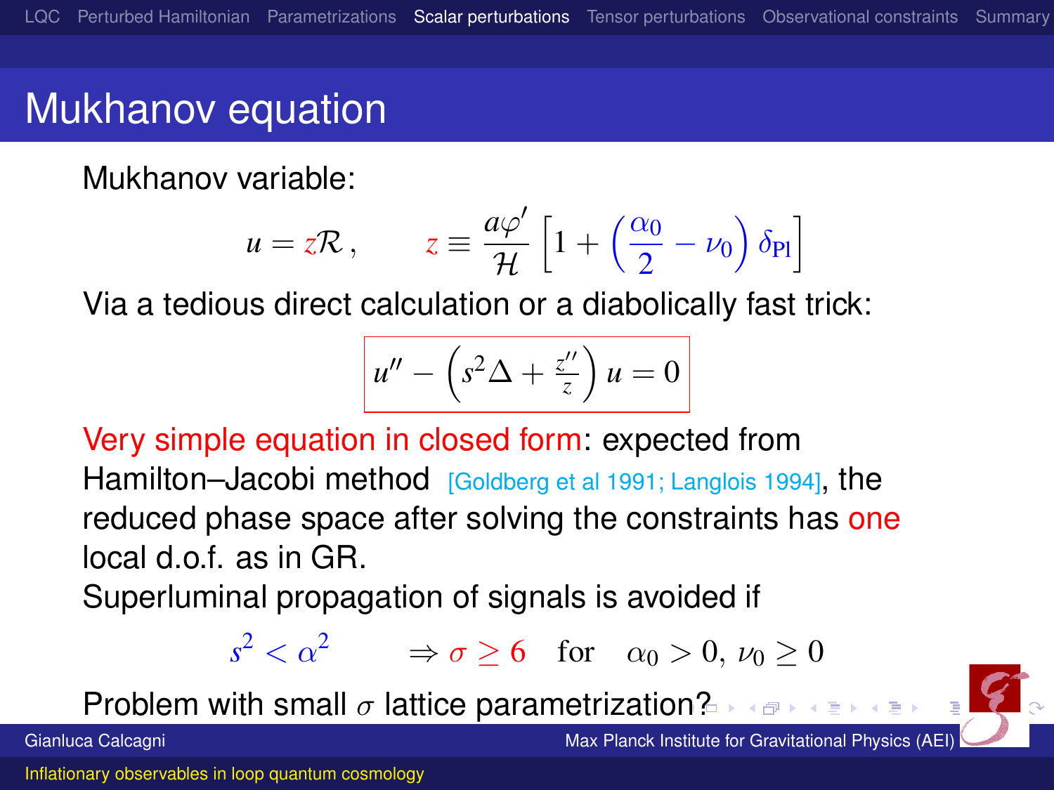# Mukhanov equation

Mukhanov variable:

$$u = z\mathcal{R}\,, \qquad z \equiv \frac{a\varphi'}{\mathcal{H}}\left[1+\left(\frac{\alpha_0}{2}-\nu_0\right)\delta_{\rm Pl}\right]$$

Via a tedious direct calculation or a diabolically fast trick:

$$u'' - \left(s^2\Delta + \frac{z''}{z}\right)u = 0$$

Very simple equation in closed form: expected from Hamilton–Jacobi method [Goldberg et al 1991; Langlois 1994], the reduced phase space after solving the constraints has one local d.o.f. as in GR.

Superluminal propagation of signals is avoided if

$$s^2 < \alpha^2 \qquad \Rightarrow \sigma \geq 6 \quad \text{for} \quad \alpha_0 > 0,\ \nu_0 \geq 0$$

Problem with small $\sigma$ lattice parametrization?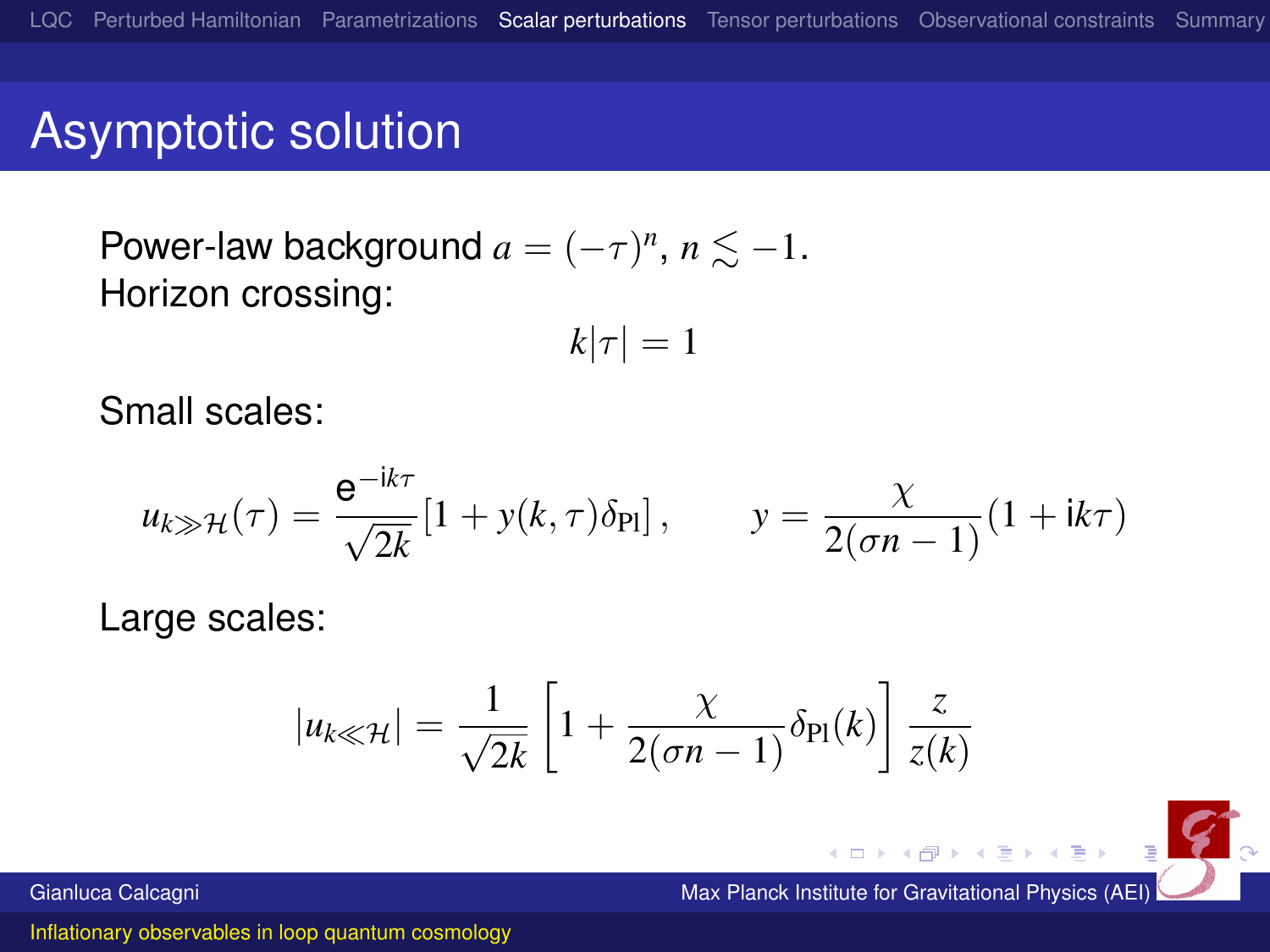# Asymptotic solution

Power-law background $a = (-\tau)^n$, $n \lesssim -1$.
Horizon crossing:

$$k|\tau| = 1$$

Small scales:

$$u_{k \gg \mathcal{H}}(\tau) = \frac{e^{-ik\tau}}{\sqrt{2k}} \left[1 + y(k,\tau)\delta_{\rm Pl}\right], \qquad y = \frac{\chi}{2(\sigma n - 1)}(1 + ik\tau)$$

Large scales:

$$|u_{k \ll \mathcal{H}}| = \frac{1}{\sqrt{2k}} \left[1 + \frac{\chi}{2(\sigma n - 1)}\delta_{\rm Pl}(k)\right] \frac{z}{z(k)}$$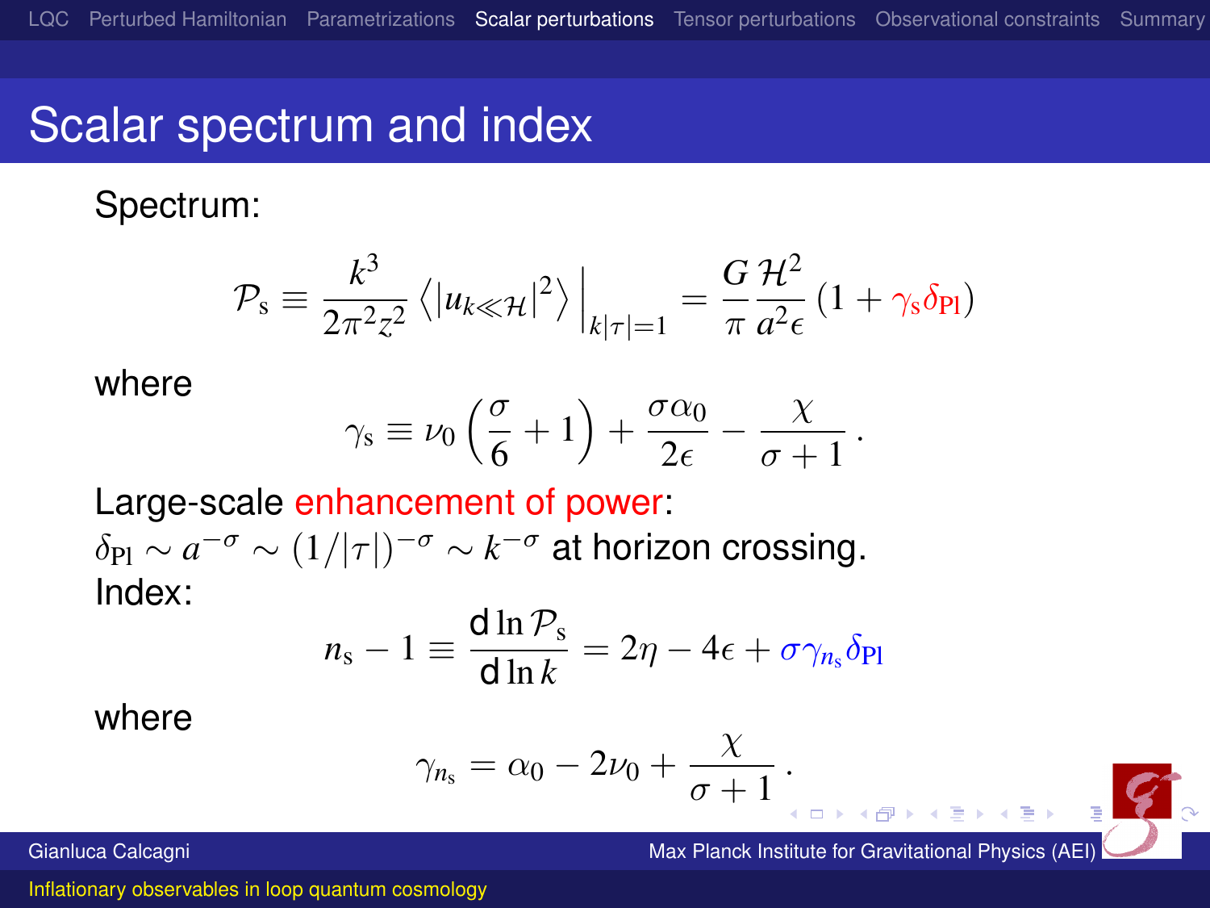# Scalar spectrum and index

Spectrum:

$$\mathcal{P}_{\rm s} \equiv \frac{k^3}{2\pi^2 z^2} \left\langle |u_{k\ll\mathcal{H}}|^2 \right\rangle \Big|_{k|\tau|=1} = \frac{G}{\pi} \frac{\mathcal{H}^2}{a^2\epsilon} \left(1 + \gamma_{\rm s}\delta_{\rm Pl}\right)$$

where

$$\gamma_{\rm s} \equiv \nu_0 \left(\frac{\sigma}{6} + 1\right) + \frac{\sigma\alpha_0}{2\epsilon} - \frac{\chi}{\sigma+1}\,.$$

Large-scale enhancement of power:
$\delta_{\rm Pl} \sim a^{-\sigma} \sim (1/|\tau|)^{-\sigma} \sim k^{-\sigma}$ at horizon crossing.
Index:

$$n_{\rm s} - 1 \equiv \frac{{\rm d}\ln \mathcal{P}_{\rm s}}{{\rm d}\ln k} = 2\eta - 4\epsilon + \sigma\gamma_{n_{\rm s}}\delta_{\rm Pl}$$

where

$$\gamma_{n_{\rm s}} = \alpha_0 - 2\nu_0 + \frac{\chi}{\sigma+1}\,.$$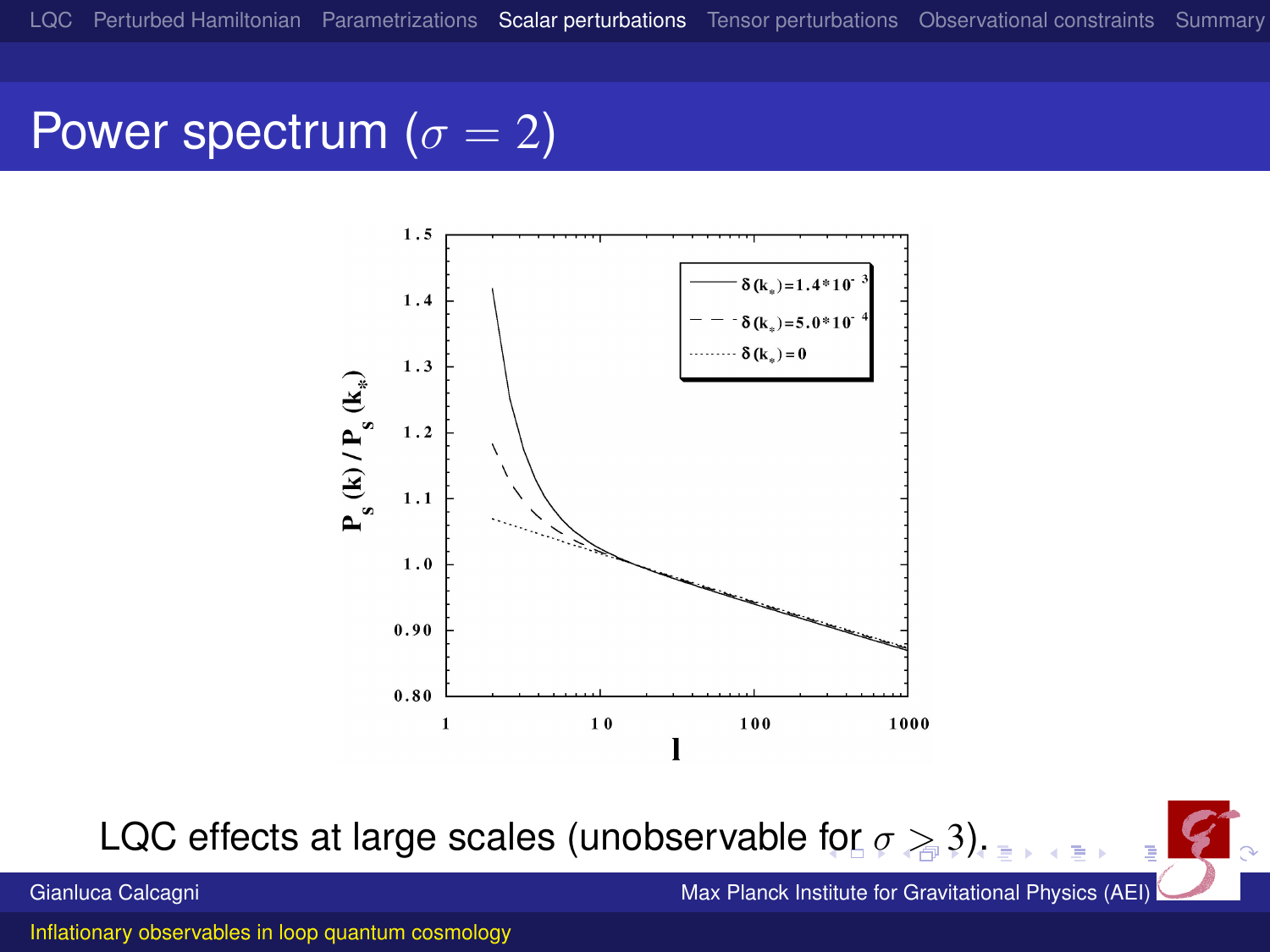# Power spectrum ($\sigma = 2$)

LQC effects at large scales (unobservable for $\sigma \gtrsim 3$).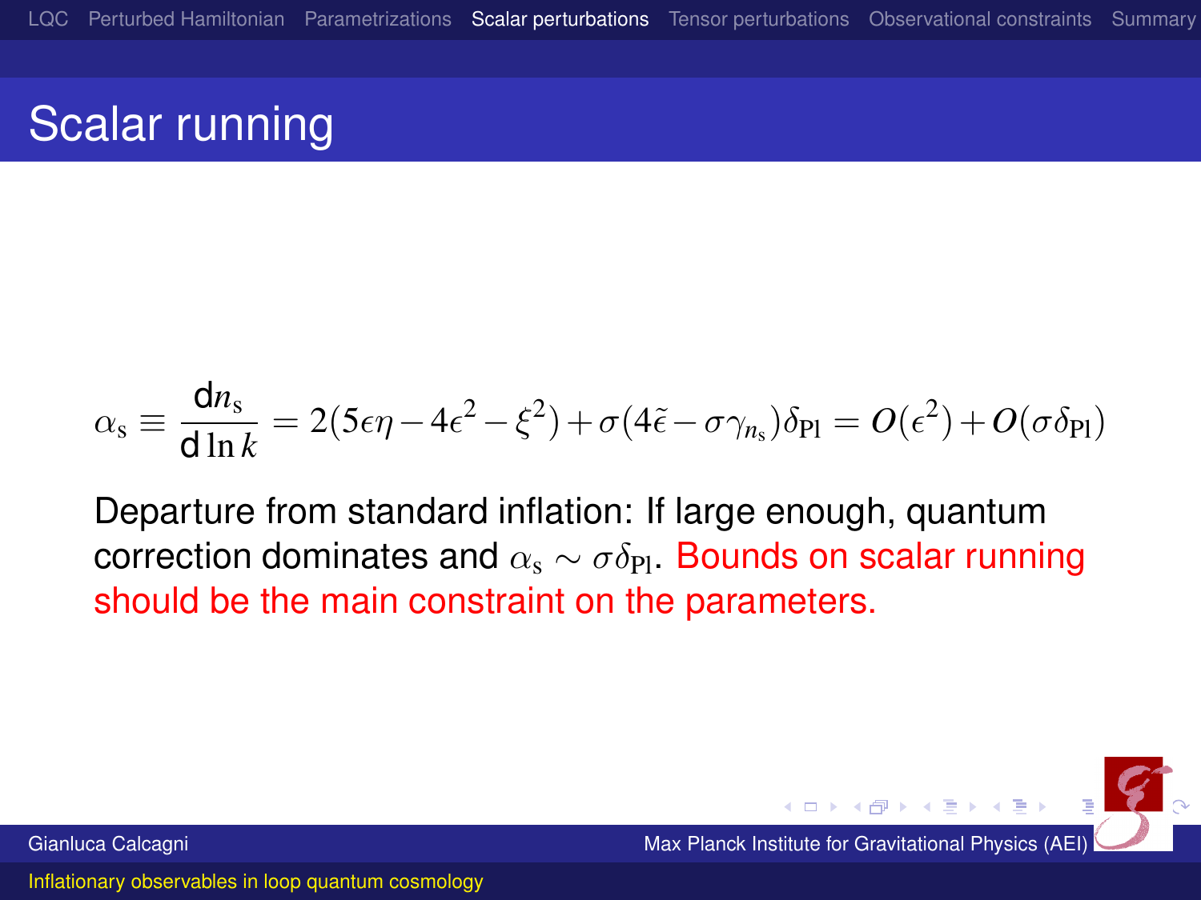# Scalar running

$$\alpha_{\rm s} \equiv \frac{{\rm d}n_{\rm s}}{{\rm d}\ln k} = 2(5\epsilon\eta - 4\epsilon^2 - \xi^2) + \sigma(4\tilde{\epsilon} - \sigma\gamma_{n_{\rm s}})\delta_{\rm Pl} = O(\epsilon^2) + O(\sigma\delta_{\rm Pl})$$

Departure from standard inflation: If large enough, quantum correction dominates and $\alpha_{\rm s} \sim \sigma\delta_{\rm Pl}$. Bounds on scalar running should be the main constraint on the parameters.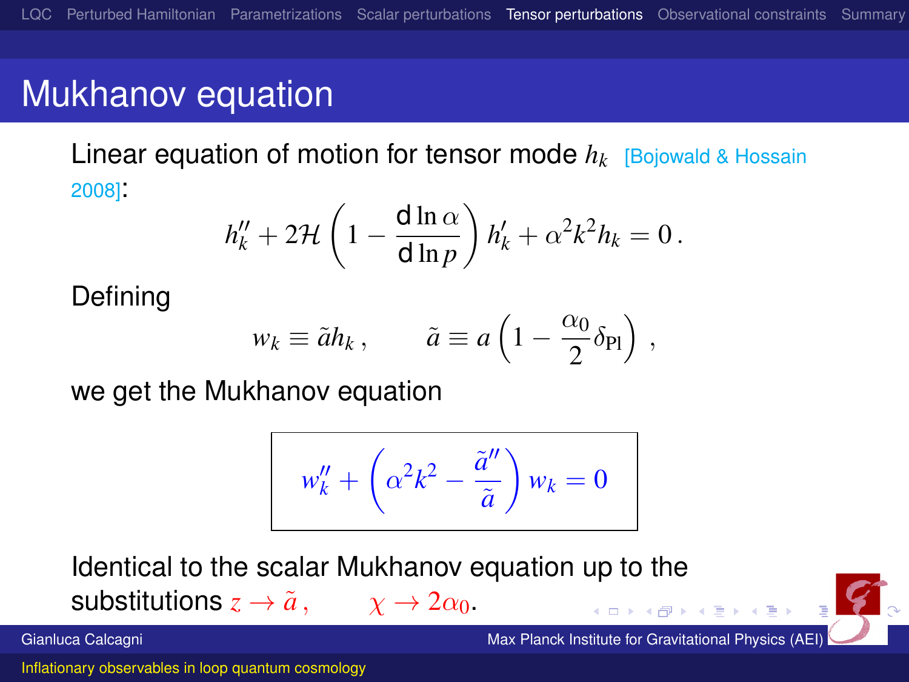# Mukhanov equation

Linear equation of motion for tensor mode $h_k$ [Bojowald & Hossain 2008]:

$$h_k'' + 2\mathcal{H}\left(1 - \frac{\mathrm{d}\ln\alpha}{\mathrm{d}\ln p}\right) h_k' + \alpha^2 k^2 h_k = 0\,.$$

Defining

$$w_k \equiv \tilde{a} h_k\,, \qquad \tilde{a} \equiv a\left(1 - \frac{\alpha_0}{2}\delta_{\mathrm{Pl}}\right)\,,$$

we get the Mukhanov equation

$$\boxed{w_k'' + \left(\alpha^2 k^2 - \frac{\tilde{a}''}{\tilde{a}}\right) w_k = 0}$$

Identical to the scalar Mukhanov equation up to the substitutions $z \to \tilde{a}\,, \qquad \chi \to 2\alpha_0$.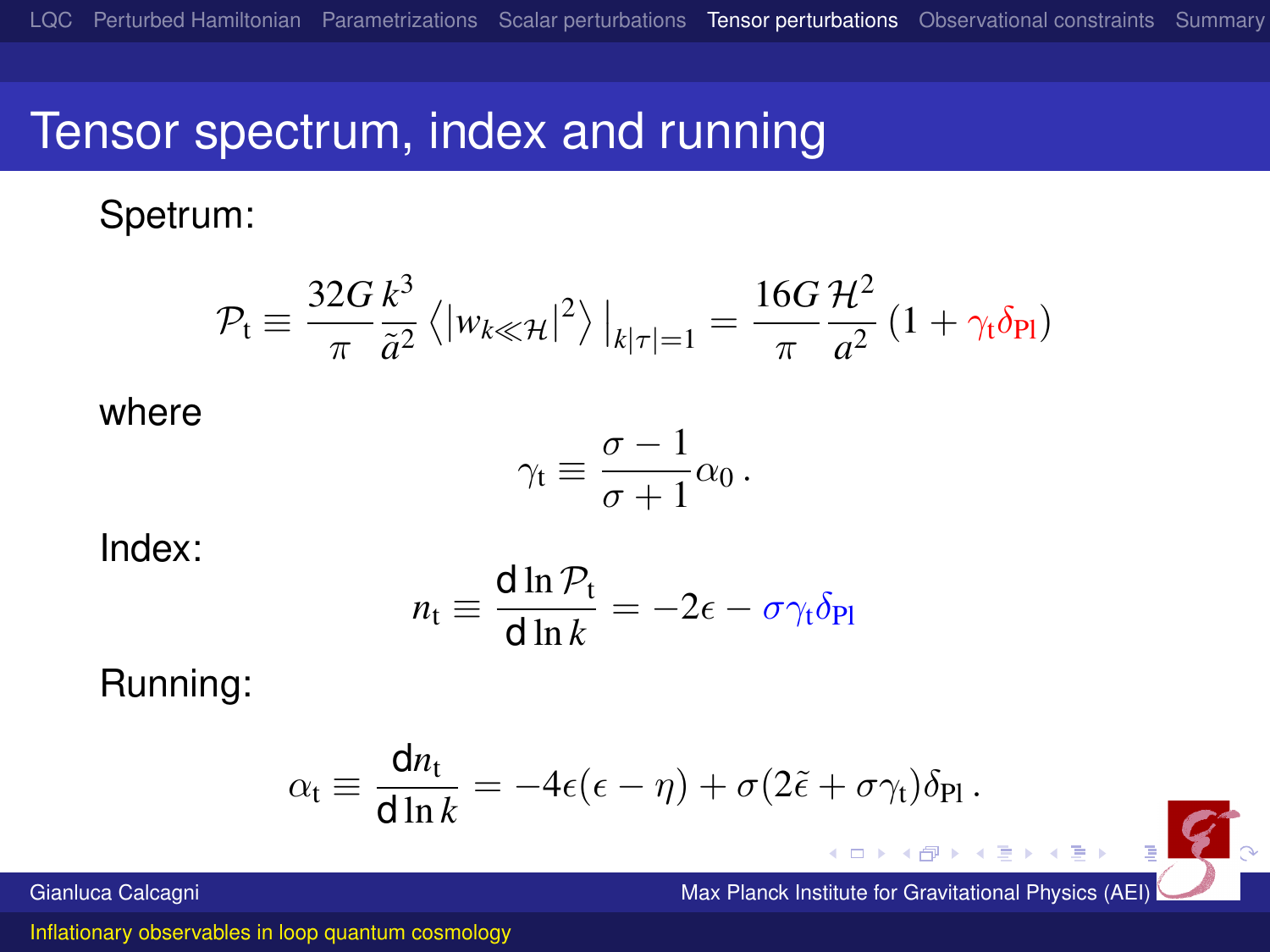# Tensor spectrum, index and running

Spetrum:

$$\mathcal{P}_\mathrm{t} \equiv \frac{32G}{\pi}\frac{k^3}{\tilde{a}^2}\left\langle |w_{k\ll\mathcal{H}}|^2\right\rangle\Big|_{k|\tau|=1} = \frac{16G}{\pi}\frac{\mathcal{H}^2}{a^2}\left(1+\gamma_\mathrm{t}\delta_\mathrm{Pl}\right)$$

where

$$\gamma_\mathrm{t} \equiv \frac{\sigma-1}{\sigma+1}\alpha_0\,.$$

Index:

$$n_\mathrm{t} \equiv \frac{\mathrm{d}\ln\mathcal{P}_\mathrm{t}}{\mathrm{d}\ln k} = -2\epsilon - \sigma\gamma_\mathrm{t}\delta_\mathrm{Pl}$$

Running:

$$\alpha_\mathrm{t} \equiv \frac{\mathrm{d}n_\mathrm{t}}{\mathrm{d}\ln k} = -4\epsilon(\epsilon-\eta) + \sigma(2\tilde{\epsilon}+\sigma\gamma_\mathrm{t})\delta_\mathrm{Pl}\,.$$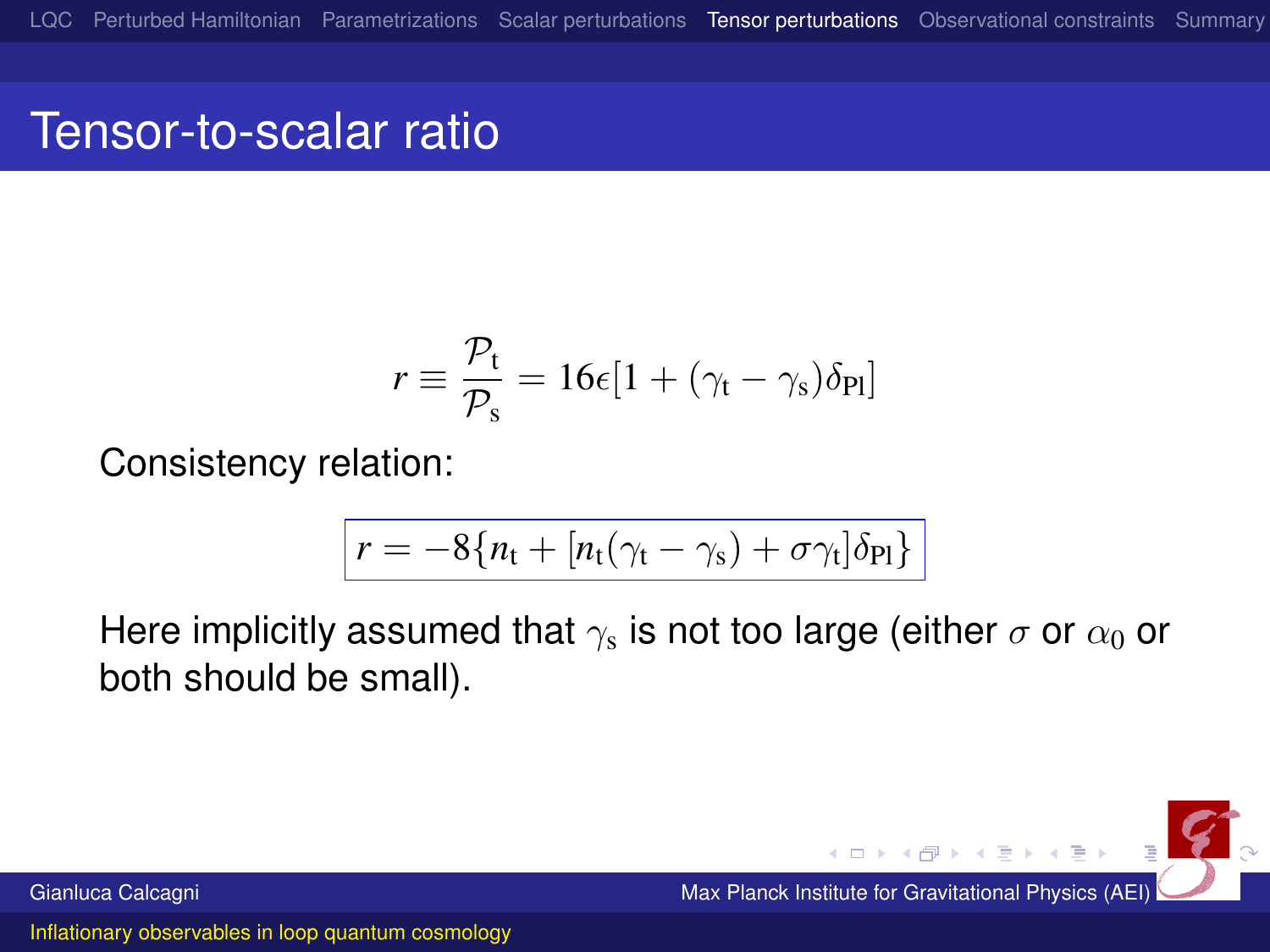# Tensor-to-scalar ratio

$$r \equiv \frac{\mathcal{P}_{\rm t}}{\mathcal{P}_{\rm s}} = 16\epsilon[1 + (\gamma_{\rm t} - \gamma_{\rm s})\delta_{\rm Pl}]$$

Consistency relation:

$$r = -8\{n_{\rm t} + [n_{\rm t}(\gamma_{\rm t} - \gamma_{\rm s}) + \sigma\gamma_{\rm t}]\delta_{\rm Pl}\}$$

Here implicitly assumed that $\gamma_{\rm s}$ is not too large (either $\sigma$ or $\alpha_0$ or both should be small).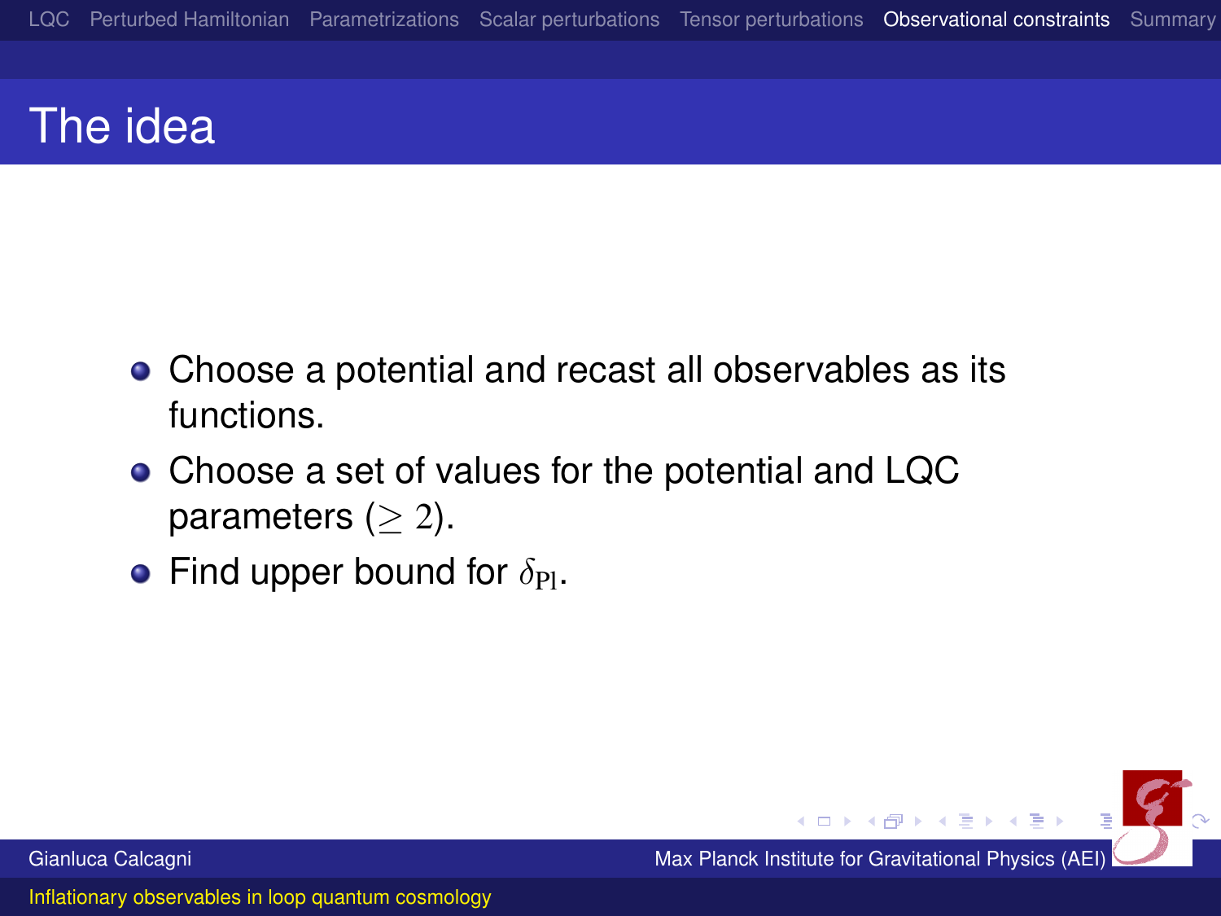# The idea

- Choose a potential and recast all observables as its functions.
- Choose a set of values for the potential and LQC parameters ($\geq 2$).
- Find upper bound for $\delta_{\rm Pl}$.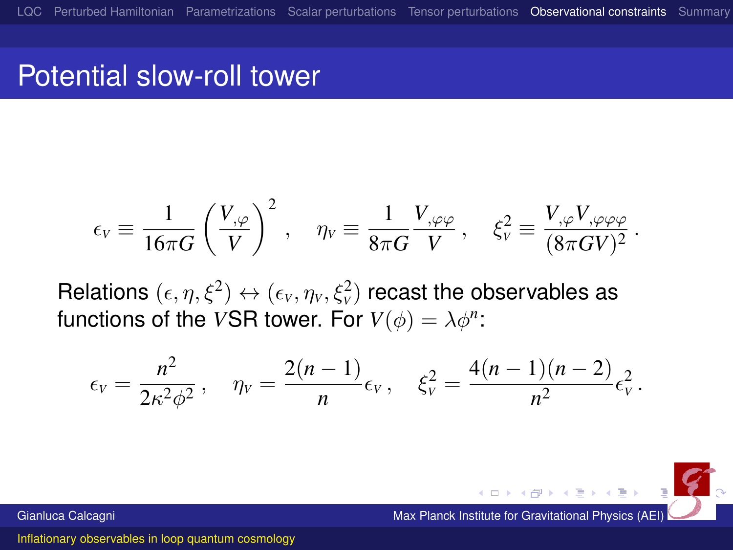# Potential slow-roll tower

$$\epsilon_V \equiv \frac{1}{16\pi G}\left(\frac{V_{,\varphi}}{V}\right)^2\,, \quad \eta_V \equiv \frac{1}{8\pi G}\frac{V_{,\varphi\varphi}}{V}\,, \quad \xi_V^2 \equiv \frac{V_{,\varphi}V_{,\varphi\varphi\varphi}}{(8\pi G V)^2}\,.$$

Relations $(\epsilon, \eta, \xi^2) \leftrightarrow (\epsilon_V, \eta_V, \xi_V^2)$ recast the observables as functions of the $V$SR tower. For $V(\phi) = \lambda\phi^n$:

$$\epsilon_V = \frac{n^2}{2\kappa^2\phi^2}\,, \quad \eta_V = \frac{2(n-1)}{n}\epsilon_V\,, \quad \xi_V^2 = \frac{4(n-1)(n-2)}{n^2}\epsilon_V^2\,.$$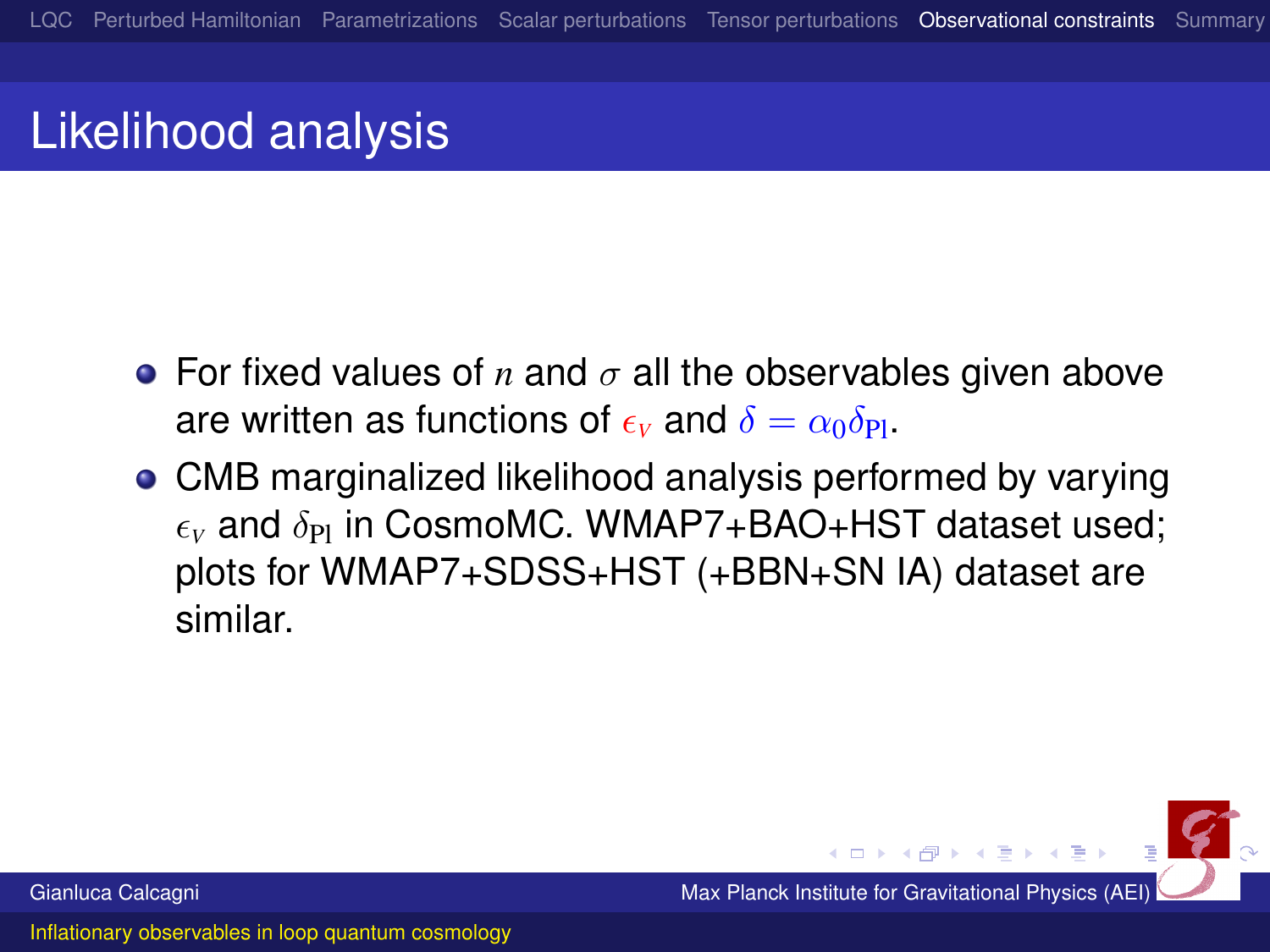# Likelihood analysis

- For fixed values of $n$ and $\sigma$ all the observables given above are written as functions of $\epsilon_V$ and $\delta = \alpha_0\delta_{\rm Pl}$.
- CMB marginalized likelihood analysis performed by varying $\epsilon_V$ and $\delta_{\rm Pl}$ in CosmoMC. WMAP7+BAO+HST dataset used; plots for WMAP7+SDSS+HST (+BBN+SN IA) dataset are similar.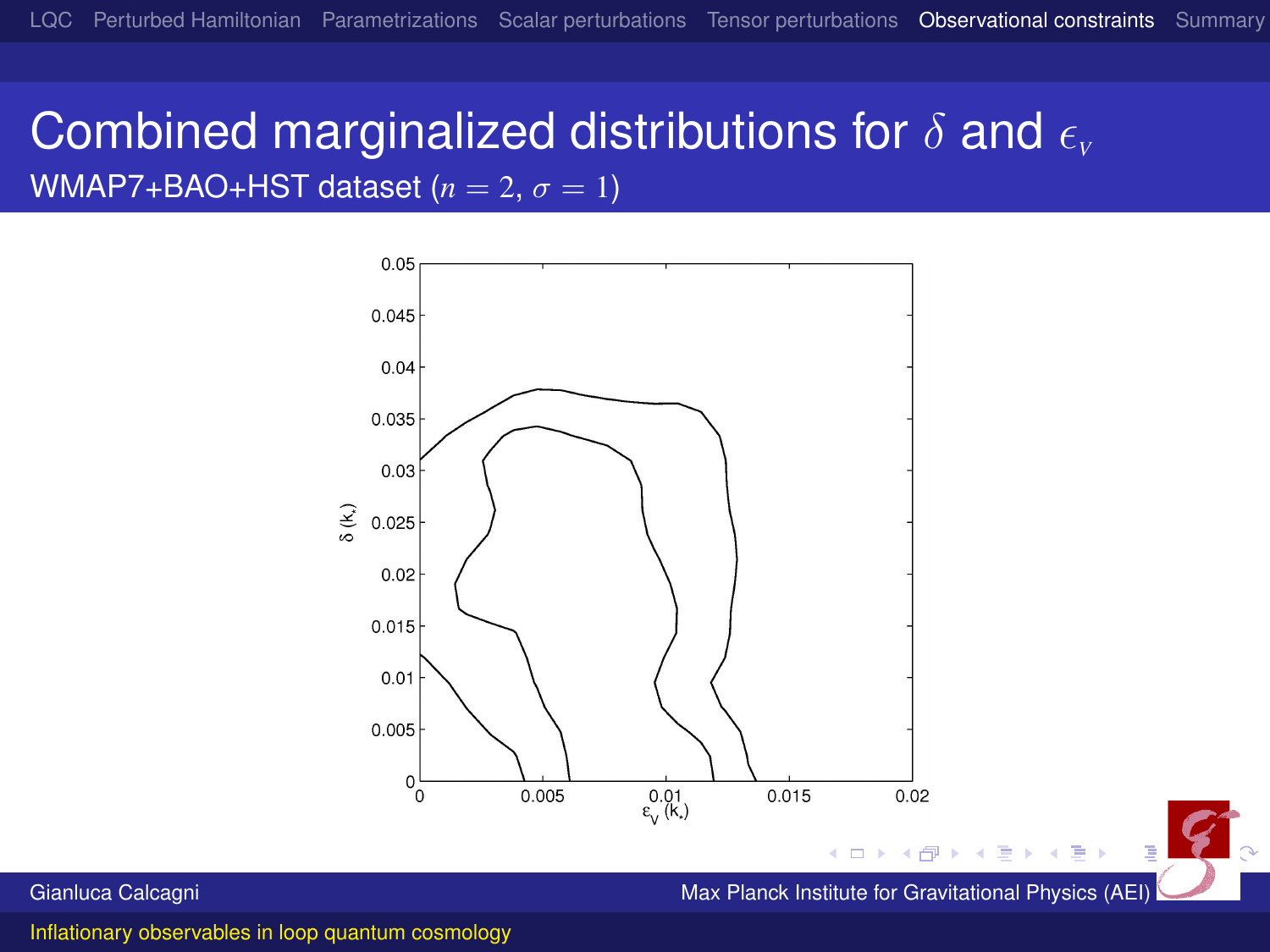# Combined marginalized distributions for $\delta$ and $\epsilon_V$

## WMAP7+BAO+HST dataset ($n = 2$, $\sigma = 1$)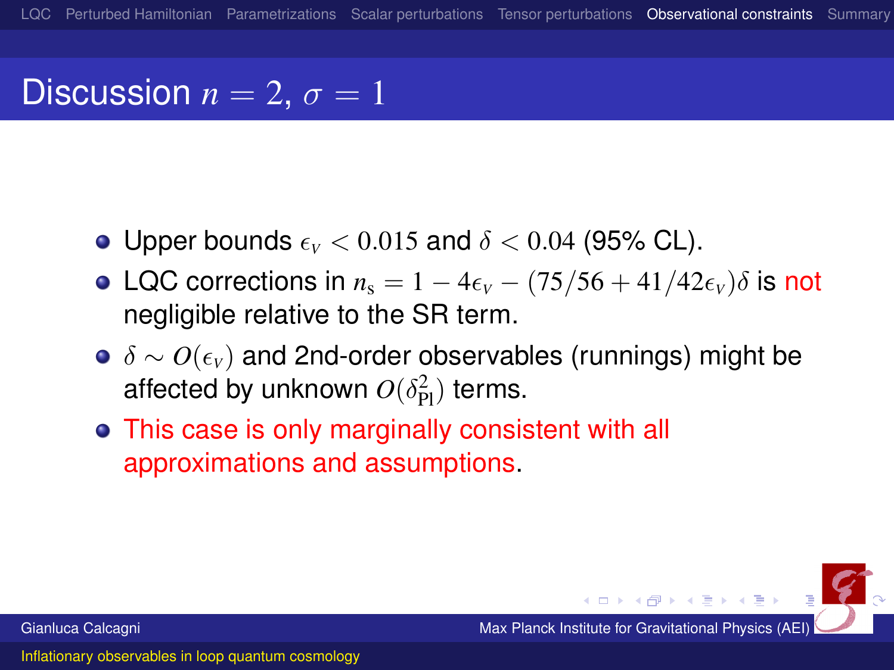# Discussion $n = 2$, $\sigma = 1$

- Upper bounds $\epsilon_V < 0.015$ and $\delta < 0.04$ (95% CL).
- LQC corrections in $n_s = 1 - 4\epsilon_V - (75/56 + 41/42\epsilon_V)\delta$ is not negligible relative to the SR term.
- $\delta \sim O(\epsilon_V)$ and 2nd-order observables (runnings) might be affected by unknown $O(\delta_{\rm Pl}^2)$ terms.
- This case is only marginally consistent with all approximations and assumptions.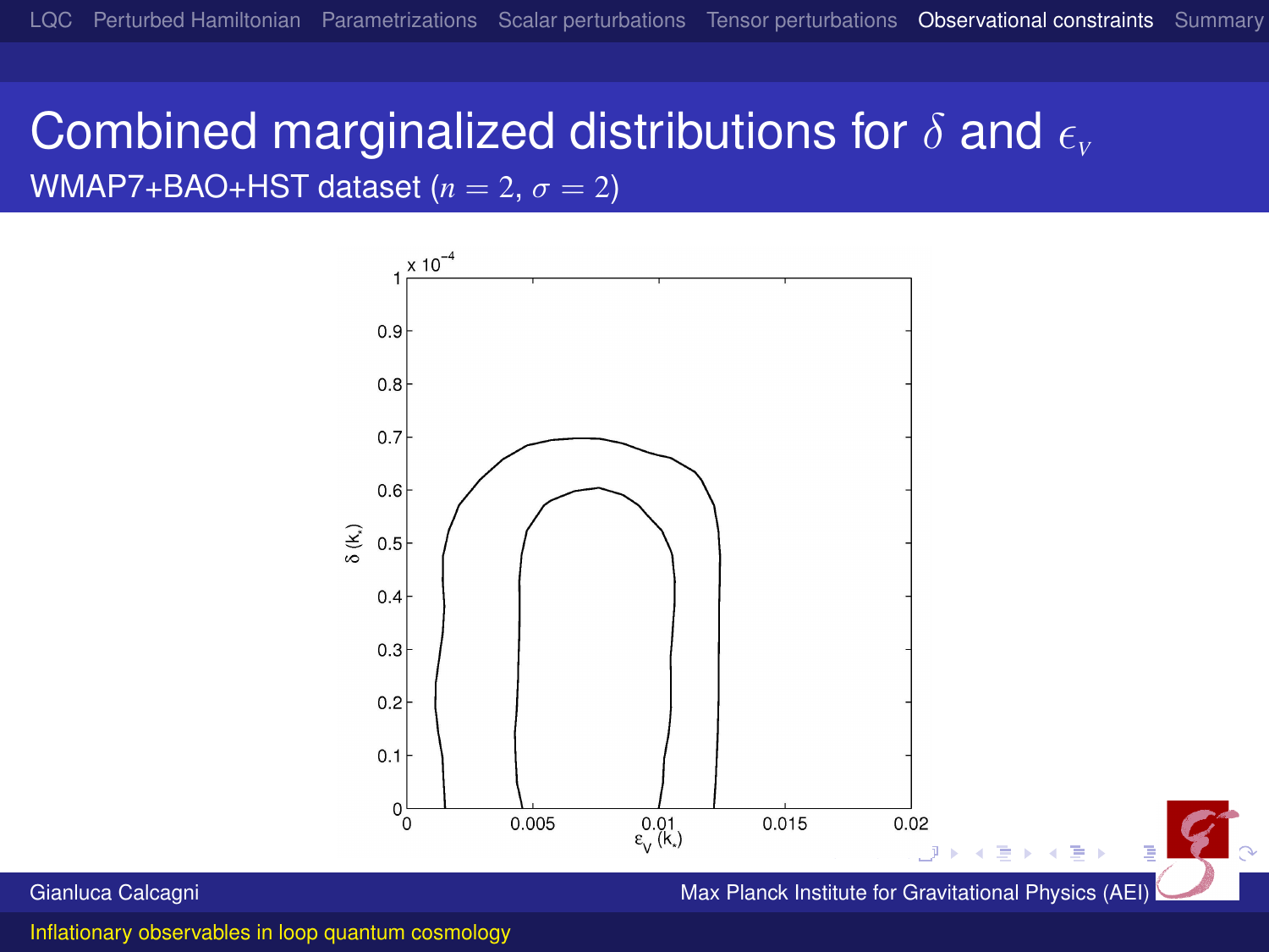# Combined marginalized distributions for $\delta$ and $\epsilon_V$

## WMAP7+BAO+HST dataset ($n = 2$, $\sigma = 2$)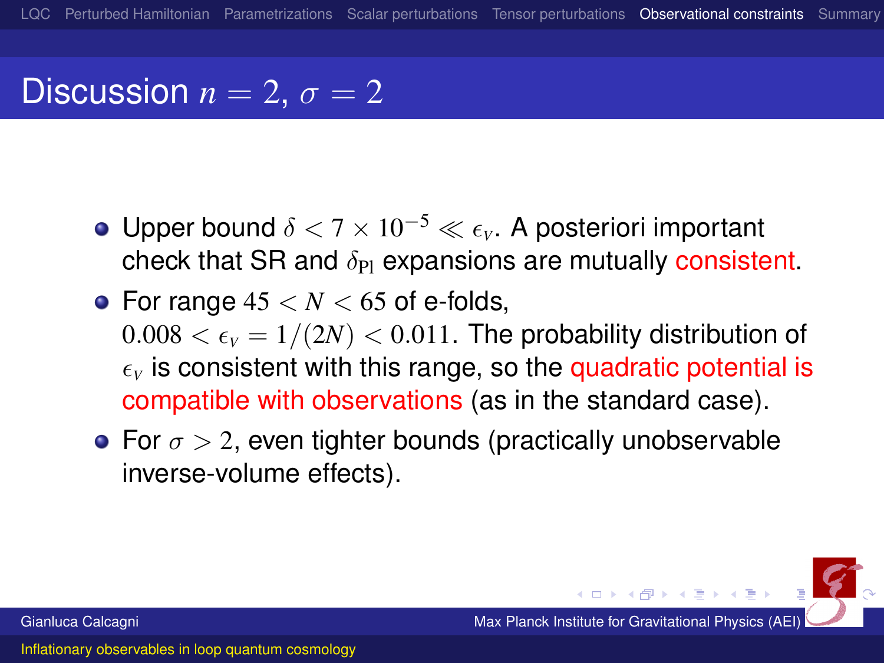# Discussion $n = 2$, $\sigma = 2$

- Upper bound $\delta < 7 \times 10^{-5} \ll \epsilon_V$. A posteriori important check that SR and $\delta_{\rm Pl}$ expansions are mutually consistent.
- For range $45 < N < 65$ of e-folds, $0.008 < \epsilon_V = 1/(2N) < 0.011$. The probability distribution of $\epsilon_V$ is consistent with this range, so the quadratic potential is compatible with observations (as in the standard case).
- For $\sigma > 2$, even tighter bounds (practically unobservable inverse-volume effects).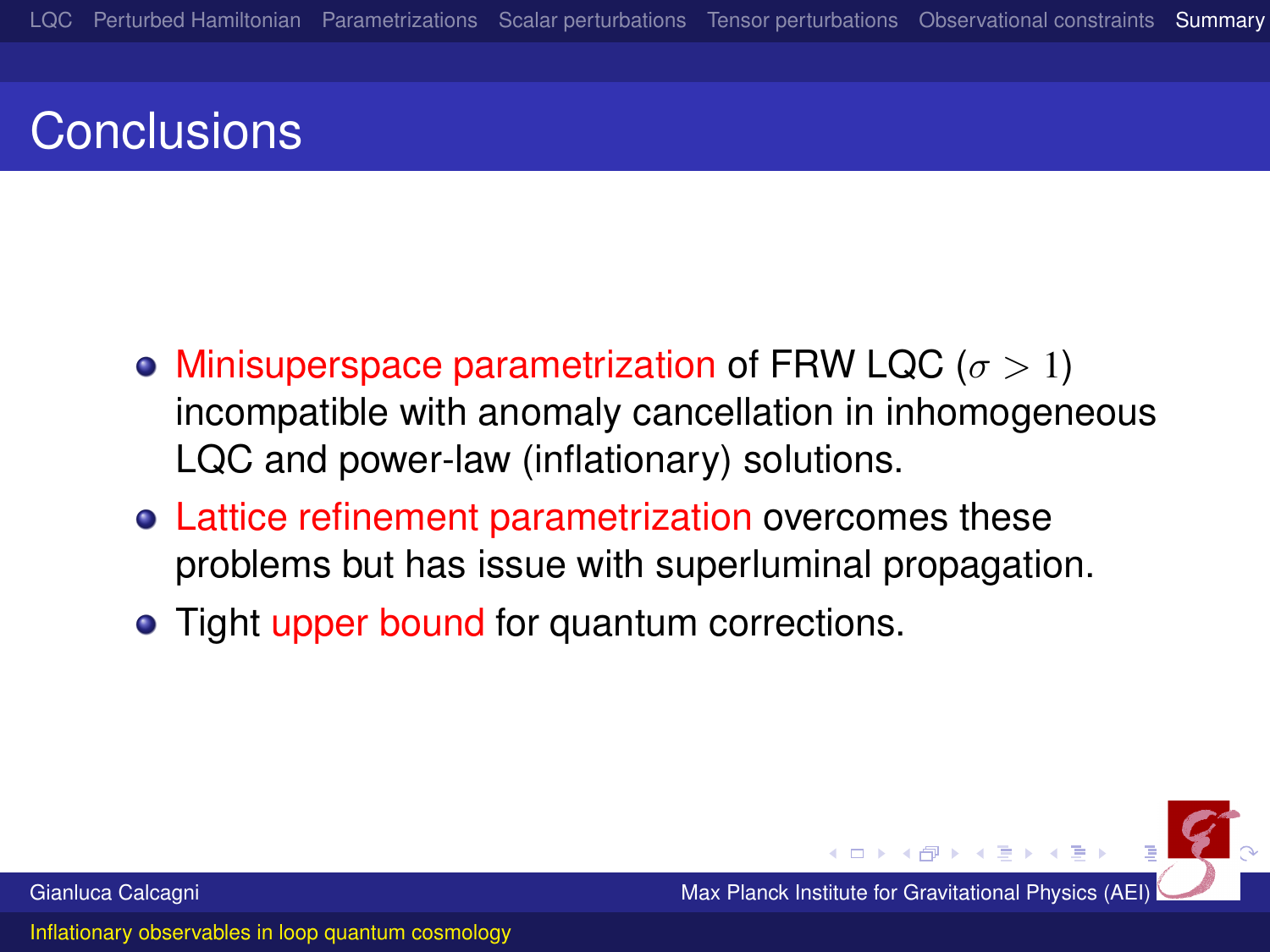# Conclusions

- Minisuperspace parametrization of FRW LQC ($\sigma > 1$) incompatible with anomaly cancellation in inhomogeneous LQC and power-law (inflationary) solutions.
- Lattice refinement parametrization overcomes these problems but has issue with superluminal propagation.
- Tight upper bound for quantum corrections.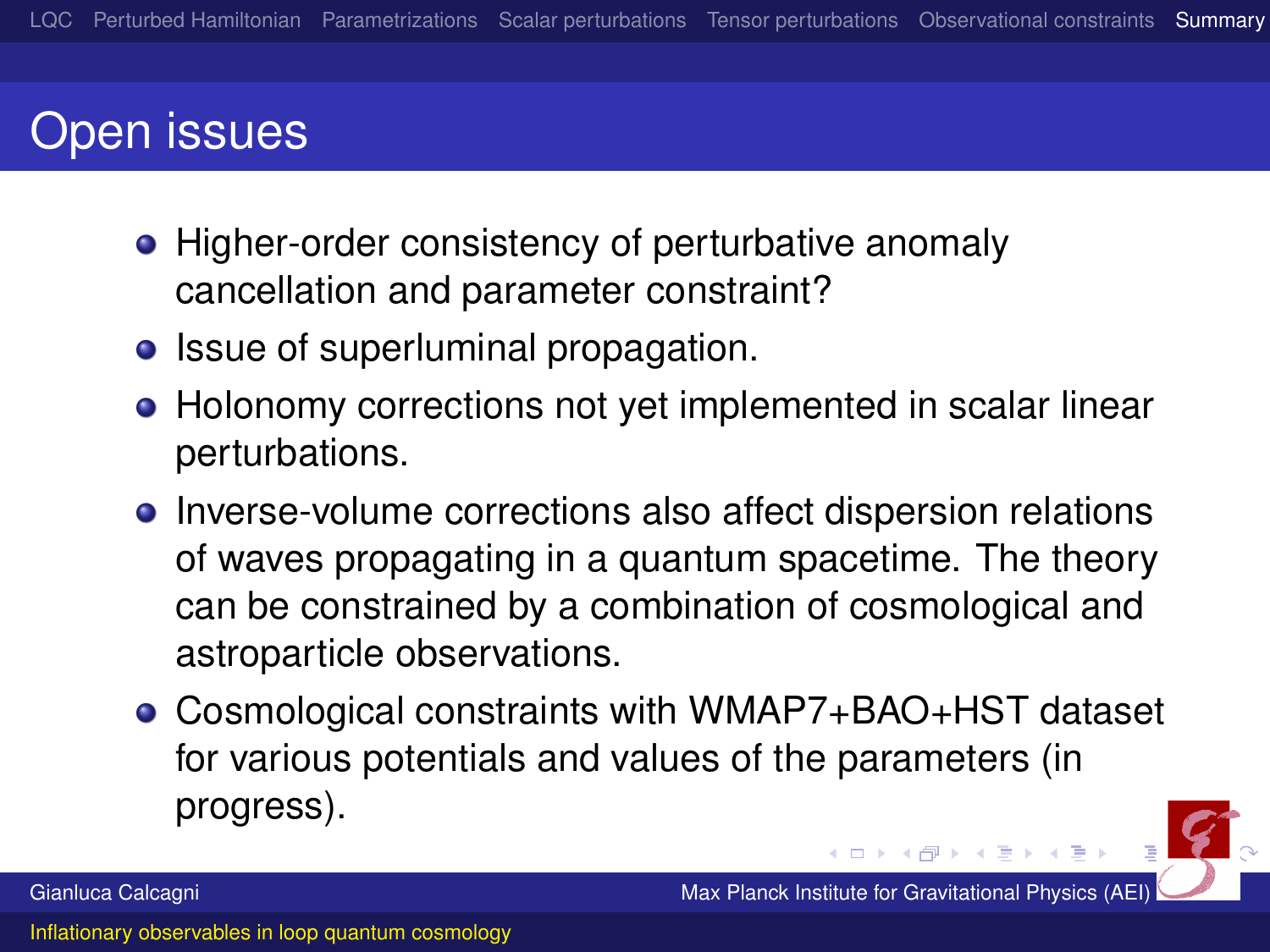# Open issues

- Higher-order consistency of perturbative anomaly cancellation and parameter constraint?
- Issue of superluminal propagation.
- Holonomy corrections not yet implemented in scalar linear perturbations.
- Inverse-volume corrections also affect dispersion relations of waves propagating in a quantum spacetime. The theory can be constrained by a combination of cosmological and astroparticle observations.
- Cosmological constraints with WMAP7+BAO+HST dataset for various potentials and values of the parameters (in progress).